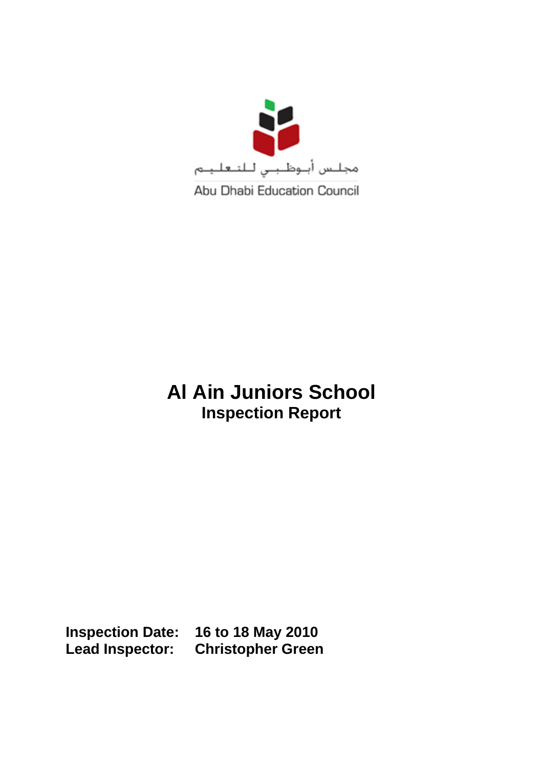مجلس أبوظبي للتعليم

Abu Dhabi Education Council

# Al Ain Juniors School

## Inspection Report

**Inspection Date:** 16 to 18 May 2010

**Lead Inspector:** Christopher Green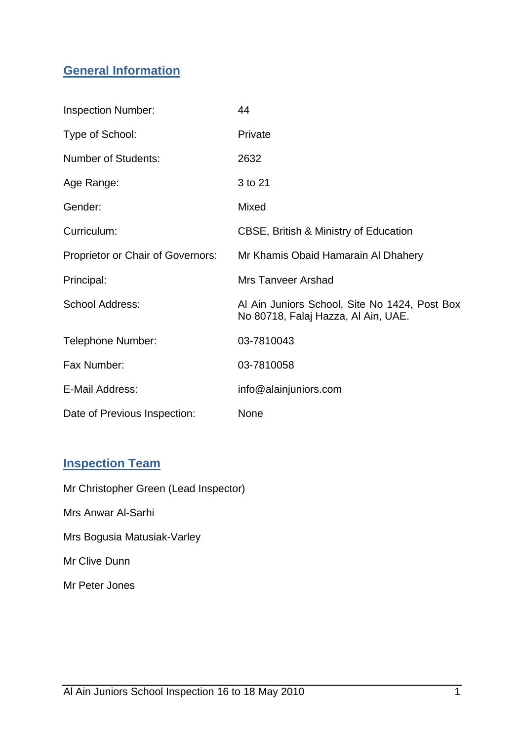## General Information

| | |
|---|---|
| Inspection Number: | 44 |
| Type of School: | Private |
| Number of Students: | 2632 |
| Age Range: | 3 to 21 |
| Gender: | Mixed |
| Curriculum: | CBSE, British & Ministry of Education |
| Proprietor or Chair of Governors: | Mr Khamis Obaid Hamarain Al Dhahery |
| Principal: | Mrs Tanveer Arshad |
| School Address: | Al Ain Juniors School, Site No 1424, Post Box No 80718, Falaj Hazza, Al Ain, UAE. |
| Telephone Number: | 03-7810043 |
| Fax Number: | 03-7810058 |
| E-Mail Address: | info@alainjuniors.com |
| Date of Previous Inspection: | None |

## Inspection Team

Mr Christopher Green (Lead Inspector)

Mrs Anwar Al-Sarhi

Mrs Bogusia Matusiak-Varley

Mr Clive Dunn

Mr Peter Jones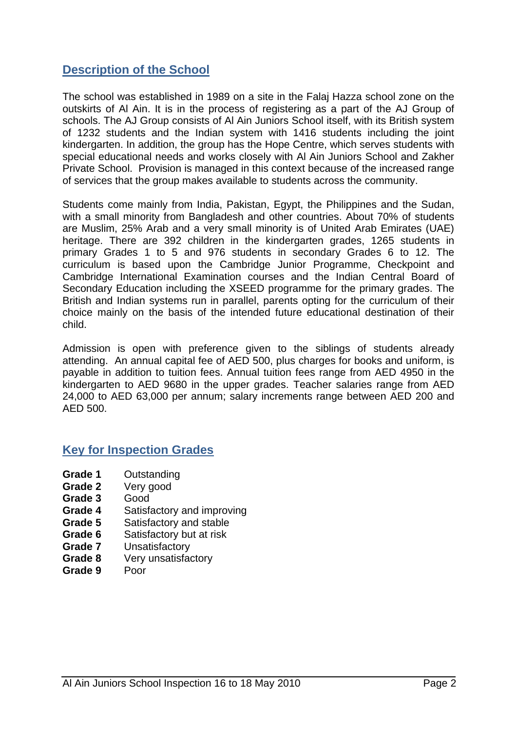## Description of the School

The school was established in 1989 on a site in the Falaj Hazza school zone on the outskirts of Al Ain. It is in the process of registering as a part of the AJ Group of schools. The AJ Group consists of Al Ain Juniors School itself, with its British system of 1232 students and the Indian system with 1416 students including the joint kindergarten. In addition, the group has the Hope Centre, which serves students with special educational needs and works closely with Al Ain Juniors School and Zakher Private School. Provision is managed in this context because of the increased range of services that the group makes available to students across the community.

Students come mainly from India, Pakistan, Egypt, the Philippines and the Sudan, with a small minority from Bangladesh and other countries. About 70% of students are Muslim, 25% Arab and a very small minority is of United Arab Emirates (UAE) heritage. There are 392 children in the kindergarten grades, 1265 students in primary Grades 1 to 5 and 976 students in secondary Grades 6 to 12. The curriculum is based upon the Cambridge Junior Programme, Checkpoint and Cambridge International Examination courses and the Indian Central Board of Secondary Education including the XSEED programme for the primary grades. The British and Indian systems run in parallel, parents opting for the curriculum of their choice mainly on the basis of the intended future educational destination of their child.

Admission is open with preference given to the siblings of students already attending. An annual capital fee of AED 500, plus charges for books and uniform, is payable in addition to tuition fees. Annual tuition fees range from AED 4950 in the kindergarten to AED 9680 in the upper grades. Teacher salaries range from AED 24,000 to AED 63,000 per annum; salary increments range between AED 200 and AED 500.

## Key for Inspection Grades

- **Grade 1** Outstanding
- **Grade 2** Very good
- **Grade 3** Good
- **Grade 4** Satisfactory and improving
- **Grade 5** Satisfactory and stable
- **Grade 6** Satisfactory but at risk
- **Grade 7** Unsatisfactory
- **Grade 8** Very unsatisfactory
- **Grade 9** Poor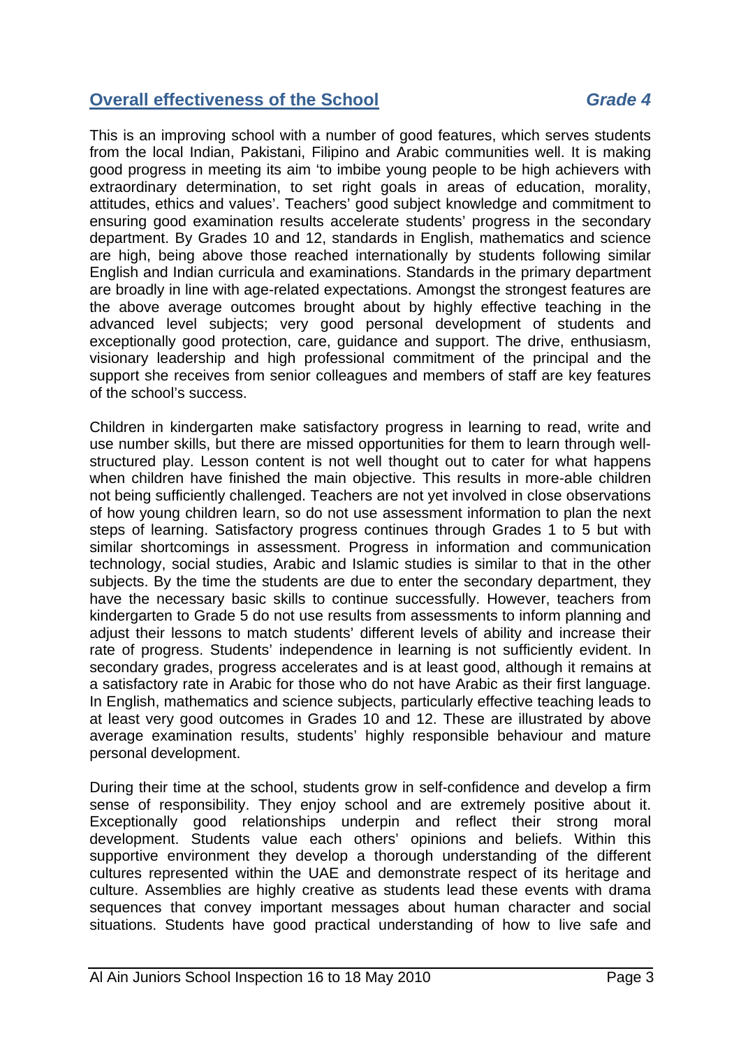## Overall effectiveness of the School *Grade 4*

This is an improving school with a number of good features, which serves students from the local Indian, Pakistani, Filipino and Arabic communities well. It is making good progress in meeting its aim 'to imbibe young people to be high achievers with extraordinary determination, to set right goals in areas of education, morality, attitudes, ethics and values'. Teachers' good subject knowledge and commitment to ensuring good examination results accelerate students' progress in the secondary department. By Grades 10 and 12, standards in English, mathematics and science are high, being above those reached internationally by students following similar English and Indian curricula and examinations. Standards in the primary department are broadly in line with age-related expectations. Amongst the strongest features are the above average outcomes brought about by highly effective teaching in the advanced level subjects; very good personal development of students and exceptionally good protection, care, guidance and support. The drive, enthusiasm, visionary leadership and high professional commitment of the principal and the support she receives from senior colleagues and members of staff are key features of the school's success.

Children in kindergarten make satisfactory progress in learning to read, write and use number skills, but there are missed opportunities for them to learn through well-structured play. Lesson content is not well thought out to cater for what happens when children have finished the main objective. This results in more-able children not being sufficiently challenged. Teachers are not yet involved in close observations of how young children learn, so do not use assessment information to plan the next steps of learning. Satisfactory progress continues through Grades 1 to 5 but with similar shortcomings in assessment. Progress in information and communication technology, social studies, Arabic and Islamic studies is similar to that in the other subjects. By the time the students are due to enter the secondary department, they have the necessary basic skills to continue successfully. However, teachers from kindergarten to Grade 5 do not use results from assessments to inform planning and adjust their lessons to match students' different levels of ability and increase their rate of progress. Students' independence in learning is not sufficiently evident. In secondary grades, progress accelerates and is at least good, although it remains at a satisfactory rate in Arabic for those who do not have Arabic as their first language. In English, mathematics and science subjects, particularly effective teaching leads to at least very good outcomes in Grades 10 and 12. These are illustrated by above average examination results, students' highly responsible behaviour and mature personal development.

During their time at the school, students grow in self-confidence and develop a firm sense of responsibility. They enjoy school and are extremely positive about it. Exceptionally good relationships underpin and reflect their strong moral development. Students value each others' opinions and beliefs. Within this supportive environment they develop a thorough understanding of the different cultures represented within the UAE and demonstrate respect of its heritage and culture. Assemblies are highly creative as students lead these events with drama sequences that convey important messages about human character and social situations. Students have good practical understanding of how to live safe and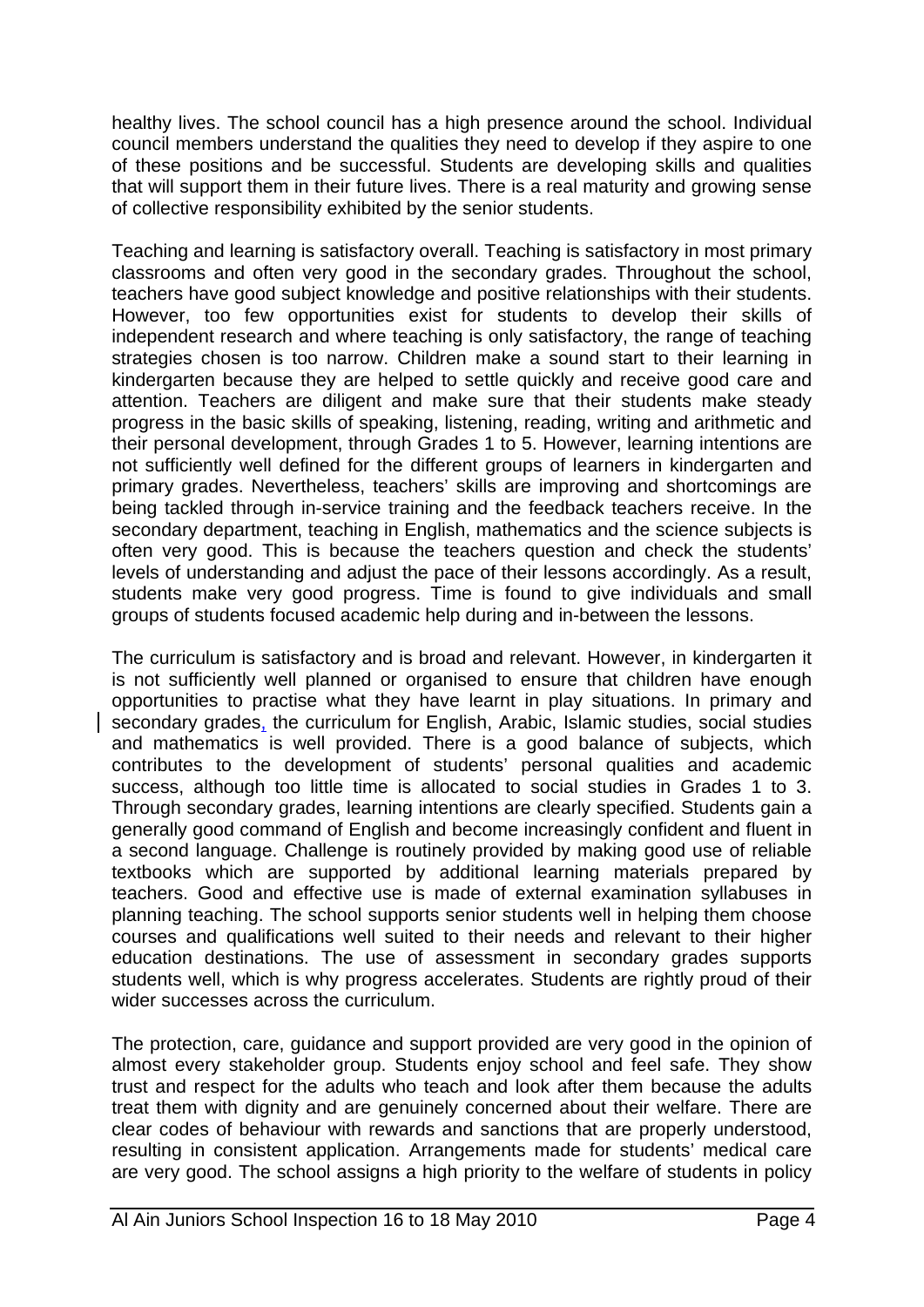healthy lives. The school council has a high presence around the school. Individual council members understand the qualities they need to develop if they aspire to one of these positions and be successful. Students are developing skills and qualities that will support them in their future lives. There is a real maturity and growing sense of collective responsibility exhibited by the senior students.

Teaching and learning is satisfactory overall. Teaching is satisfactory in most primary classrooms and often very good in the secondary grades. Throughout the school, teachers have good subject knowledge and positive relationships with their students. However, too few opportunities exist for students to develop their skills of independent research and where teaching is only satisfactory, the range of teaching strategies chosen is too narrow. Children make a sound start to their learning in kindergarten because they are helped to settle quickly and receive good care and attention. Teachers are diligent and make sure that their students make steady progress in the basic skills of speaking, listening, reading, writing and arithmetic and their personal development, through Grades 1 to 5. However, learning intentions are not sufficiently well defined for the different groups of learners in kindergarten and primary grades. Nevertheless, teachers' skills are improving and shortcomings are being tackled through in-service training and the feedback teachers receive. In the secondary department, teaching in English, mathematics and the science subjects is often very good. This is because the teachers question and check the students' levels of understanding and adjust the pace of their lessons accordingly. As a result, students make very good progress. Time is found to give individuals and small groups of students focused academic help during and in-between the lessons.

The curriculum is satisfactory and is broad and relevant. However, in kindergarten it is not sufficiently well planned or organised to ensure that children have enough opportunities to practise what they have learnt in play situations. In primary and secondary grades, the curriculum for English, Arabic, Islamic studies, social studies and mathematics is well provided. There is a good balance of subjects, which contributes to the development of students' personal qualities and academic success, although too little time is allocated to social studies in Grades 1 to 3. Through secondary grades, learning intentions are clearly specified. Students gain a generally good command of English and become increasingly confident and fluent in a second language. Challenge is routinely provided by making good use of reliable textbooks which are supported by additional learning materials prepared by teachers. Good and effective use is made of external examination syllabuses in planning teaching. The school supports senior students well in helping them choose courses and qualifications well suited to their needs and relevant to their higher education destinations. The use of assessment in secondary grades supports students well, which is why progress accelerates. Students are rightly proud of their wider successes across the curriculum.

The protection, care, guidance and support provided are very good in the opinion of almost every stakeholder group. Students enjoy school and feel safe. They show trust and respect for the adults who teach and look after them because the adults treat them with dignity and are genuinely concerned about their welfare. There are clear codes of behaviour with rewards and sanctions that are properly understood, resulting in consistent application. Arrangements made for students' medical care are very good. The school assigns a high priority to the welfare of students in policy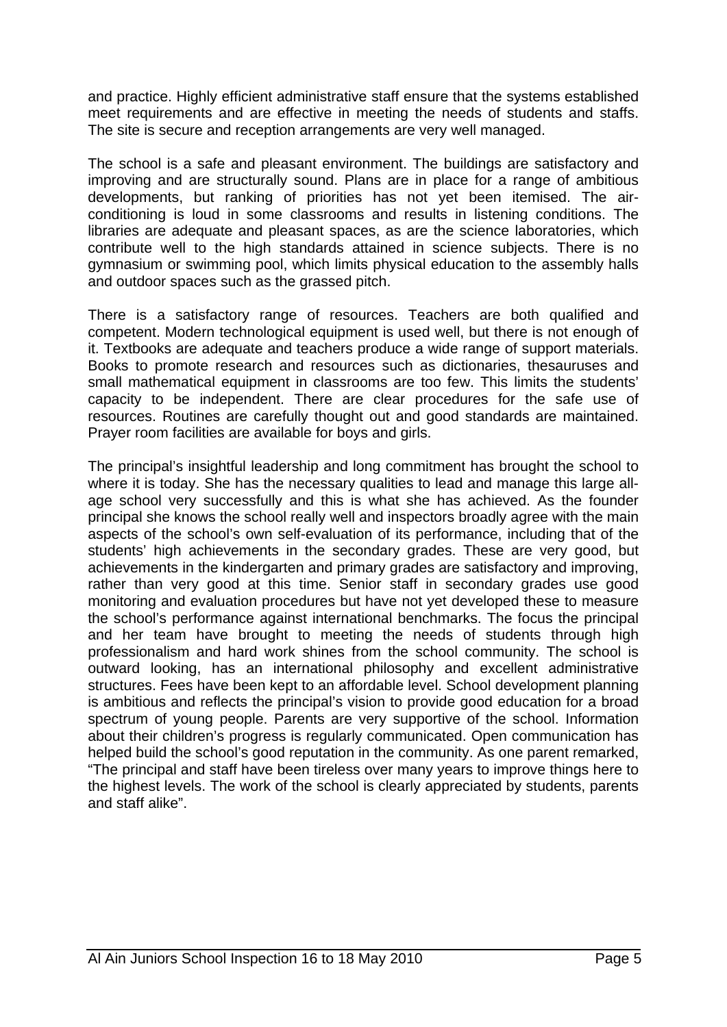and practice. Highly efficient administrative staff ensure that the systems established meet requirements and are effective in meeting the needs of students and staffs. The site is secure and reception arrangements are very well managed.

The school is a safe and pleasant environment. The buildings are satisfactory and improving and are structurally sound. Plans are in place for a range of ambitious developments, but ranking of priorities has not yet been itemised. The air-conditioning is loud in some classrooms and results in listening conditions. The libraries are adequate and pleasant spaces, as are the science laboratories, which contribute well to the high standards attained in science subjects. There is no gymnasium or swimming pool, which limits physical education to the assembly halls and outdoor spaces such as the grassed pitch.

There is a satisfactory range of resources. Teachers are both qualified and competent. Modern technological equipment is used well, but there is not enough of it. Textbooks are adequate and teachers produce a wide range of support materials. Books to promote research and resources such as dictionaries, thesauruses and small mathematical equipment in classrooms are too few. This limits the students' capacity to be independent. There are clear procedures for the safe use of resources. Routines are carefully thought out and good standards are maintained. Prayer room facilities are available for boys and girls.

The principal's insightful leadership and long commitment has brought the school to where it is today. She has the necessary qualities to lead and manage this large all-age school very successfully and this is what she has achieved. As the founder principal she knows the school really well and inspectors broadly agree with the main aspects of the school's own self-evaluation of its performance, including that of the students' high achievements in the secondary grades. These are very good, but achievements in the kindergarten and primary grades are satisfactory and improving, rather than very good at this time. Senior staff in secondary grades use good monitoring and evaluation procedures but have not yet developed these to measure the school's performance against international benchmarks. The focus the principal and her team have brought to meeting the needs of students through high professionalism and hard work shines from the school community. The school is outward looking, has an international philosophy and excellent administrative structures. Fees have been kept to an affordable level. School development planning is ambitious and reflects the principal's vision to provide good education for a broad spectrum of young people. Parents are very supportive of the school. Information about their children's progress is regularly communicated. Open communication has helped build the school's good reputation in the community. As one parent remarked, "The principal and staff have been tireless over many years to improve things here to the highest levels. The work of the school is clearly appreciated by students, parents and staff alike".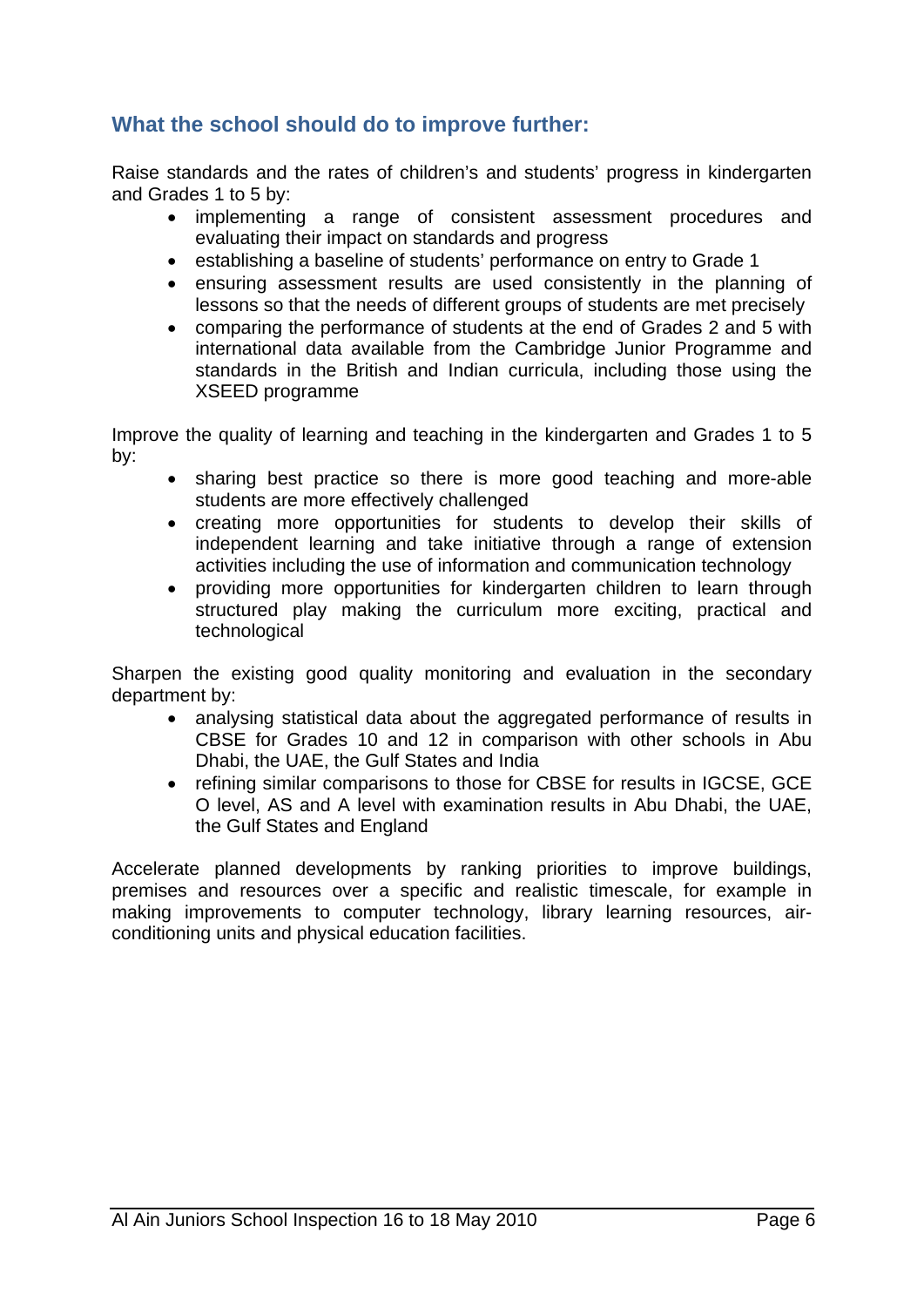## What the school should do to improve further:

Raise standards and the rates of children's and students' progress in kindergarten and Grades 1 to 5 by:

- implementing a range of consistent assessment procedures and evaluating their impact on standards and progress
- establishing a baseline of students' performance on entry to Grade 1
- ensuring assessment results are used consistently in the planning of lessons so that the needs of different groups of students are met precisely
- comparing the performance of students at the end of Grades 2 and 5 with international data available from the Cambridge Junior Programme and standards in the British and Indian curricula, including those using the XSEED programme

Improve the quality of learning and teaching in the kindergarten and Grades 1 to 5 by:

- sharing best practice so there is more good teaching and more-able students are more effectively challenged
- creating more opportunities for students to develop their skills of independent learning and take initiative through a range of extension activities including the use of information and communication technology
- providing more opportunities for kindergarten children to learn through structured play making the curriculum more exciting, practical and technological

Sharpen the existing good quality monitoring and evaluation in the secondary department by:

- analysing statistical data about the aggregated performance of results in CBSE for Grades 10 and 12 in comparison with other schools in Abu Dhabi, the UAE, the Gulf States and India
- refining similar comparisons to those for CBSE for results in IGCSE, GCE O level, AS and A level with examination results in Abu Dhabi, the UAE, the Gulf States and England

Accelerate planned developments by ranking priorities to improve buildings, premises and resources over a specific and realistic timescale, for example in making improvements to computer technology, library learning resources, air-conditioning units and physical education facilities.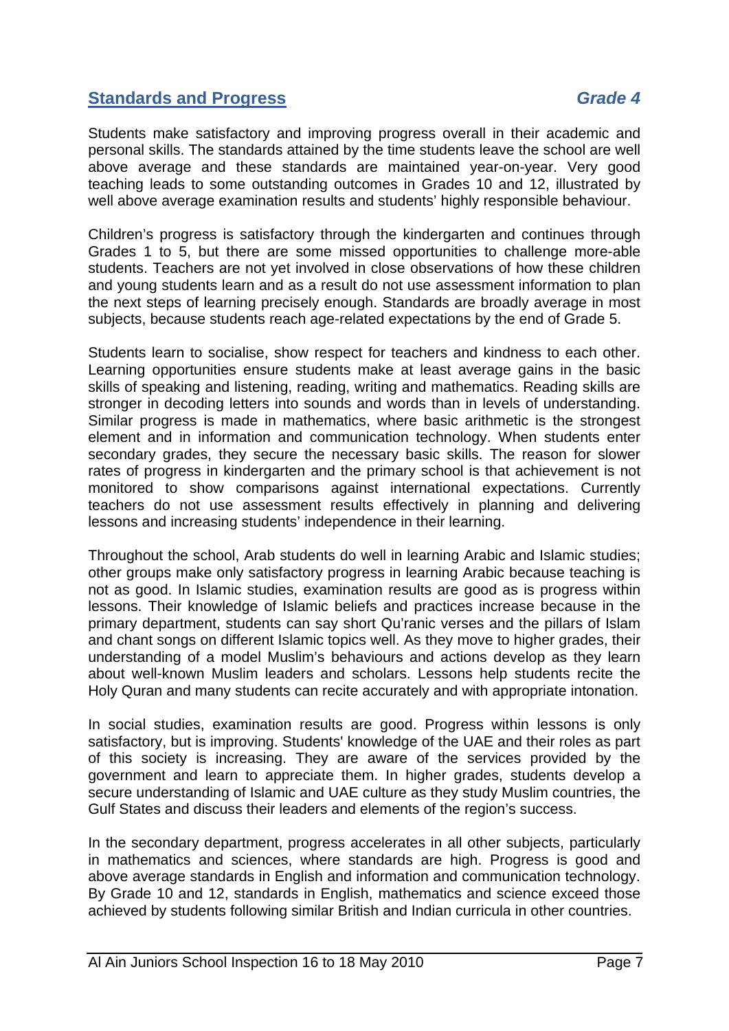## Standards and Progress *Grade 4*

Students make satisfactory and improving progress overall in their academic and personal skills. The standards attained by the time students leave the school are well above average and these standards are maintained year-on-year. Very good teaching leads to some outstanding outcomes in Grades 10 and 12, illustrated by well above average examination results and students' highly responsible behaviour.

Children's progress is satisfactory through the kindergarten and continues through Grades 1 to 5, but there are some missed opportunities to challenge more-able students. Teachers are not yet involved in close observations of how these children and young students learn and as a result do not use assessment information to plan the next steps of learning precisely enough. Standards are broadly average in most subjects, because students reach age-related expectations by the end of Grade 5.

Students learn to socialise, show respect for teachers and kindness to each other. Learning opportunities ensure students make at least average gains in the basic skills of speaking and listening, reading, writing and mathematics. Reading skills are stronger in decoding letters into sounds and words than in levels of understanding. Similar progress is made in mathematics, where basic arithmetic is the strongest element and in information and communication technology. When students enter secondary grades, they secure the necessary basic skills. The reason for slower rates of progress in kindergarten and the primary school is that achievement is not monitored to show comparisons against international expectations. Currently teachers do not use assessment results effectively in planning and delivering lessons and increasing students' independence in their learning.

Throughout the school, Arab students do well in learning Arabic and Islamic studies; other groups make only satisfactory progress in learning Arabic because teaching is not as good. In Islamic studies, examination results are good as is progress within lessons. Their knowledge of Islamic beliefs and practices increase because in the primary department, students can say short Qu'ranic verses and the pillars of Islam and chant songs on different Islamic topics well. As they move to higher grades, their understanding of a model Muslim's behaviours and actions develop as they learn about well-known Muslim leaders and scholars. Lessons help students recite the Holy Quran and many students can recite accurately and with appropriate intonation.

In social studies, examination results are good. Progress within lessons is only satisfactory, but is improving. Students' knowledge of the UAE and their roles as part of this society is increasing. They are aware of the services provided by the government and learn to appreciate them. In higher grades, students develop a secure understanding of Islamic and UAE culture as they study Muslim countries, the Gulf States and discuss their leaders and elements of the region's success.

In the secondary department, progress accelerates in all other subjects, particularly in mathematics and sciences, where standards are high. Progress is good and above average standards in English and information and communication technology. By Grade 10 and 12, standards in English, mathematics and science exceed those achieved by students following similar British and Indian curricula in other countries.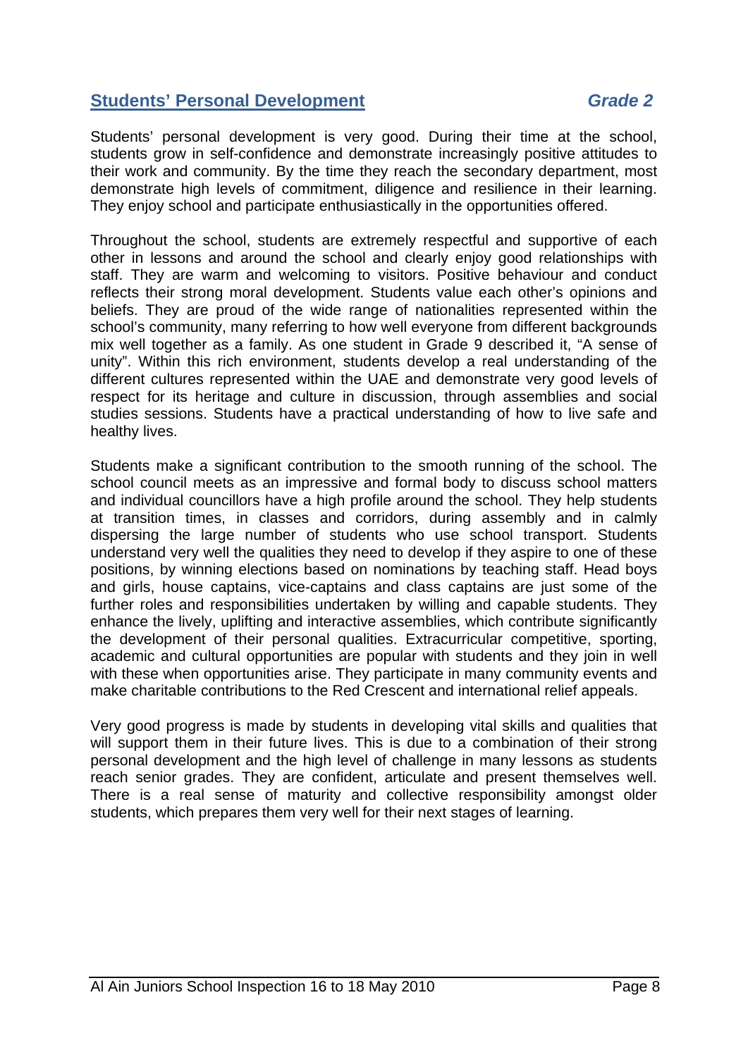## Students' Personal Development *Grade 2*

Students' personal development is very good. During their time at the school, students grow in self-confidence and demonstrate increasingly positive attitudes to their work and community. By the time they reach the secondary department, most demonstrate high levels of commitment, diligence and resilience in their learning. They enjoy school and participate enthusiastically in the opportunities offered.

Throughout the school, students are extremely respectful and supportive of each other in lessons and around the school and clearly enjoy good relationships with staff. They are warm and welcoming to visitors. Positive behaviour and conduct reflects their strong moral development. Students value each other's opinions and beliefs. They are proud of the wide range of nationalities represented within the school's community, many referring to how well everyone from different backgrounds mix well together as a family. As one student in Grade 9 described it, "A sense of unity". Within this rich environment, students develop a real understanding of the different cultures represented within the UAE and demonstrate very good levels of respect for its heritage and culture in discussion, through assemblies and social studies sessions. Students have a practical understanding of how to live safe and healthy lives.

Students make a significant contribution to the smooth running of the school. The school council meets as an impressive and formal body to discuss school matters and individual councillors have a high profile around the school. They help students at transition times, in classes and corridors, during assembly and in calmly dispersing the large number of students who use school transport. Students understand very well the qualities they need to develop if they aspire to one of these positions, by winning elections based on nominations by teaching staff. Head boys and girls, house captains, vice-captains and class captains are just some of the further roles and responsibilities undertaken by willing and capable students. They enhance the lively, uplifting and interactive assemblies, which contribute significantly the development of their personal qualities. Extracurricular competitive, sporting, academic and cultural opportunities are popular with students and they join in well with these when opportunities arise. They participate in many community events and make charitable contributions to the Red Crescent and international relief appeals.

Very good progress is made by students in developing vital skills and qualities that will support them in their future lives. This is due to a combination of their strong personal development and the high level of challenge in many lessons as students reach senior grades. They are confident, articulate and present themselves well. There is a real sense of maturity and collective responsibility amongst older students, which prepares them very well for their next stages of learning.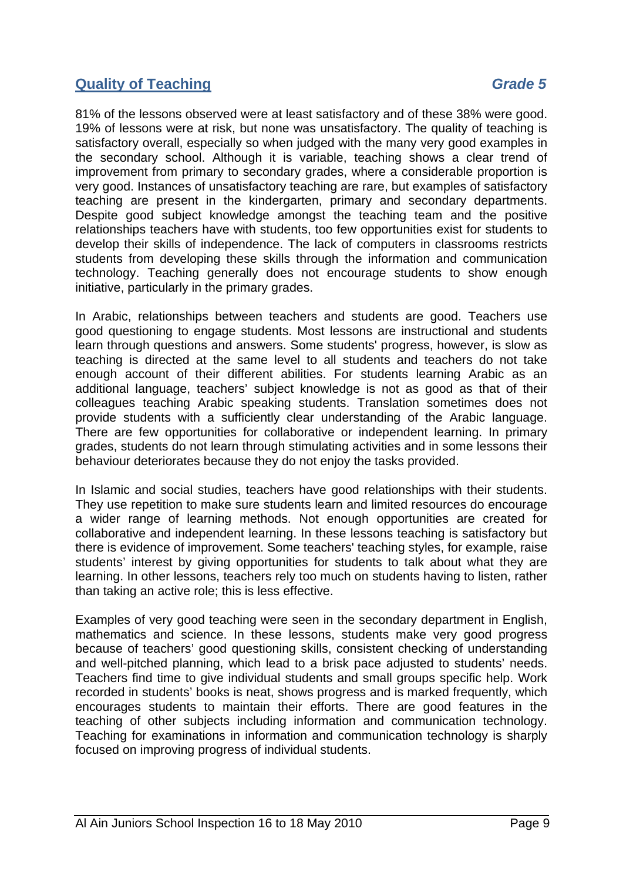## Quality of Teaching **_Grade 5_**

81% of the lessons observed were at least satisfactory and of these 38% were good. 19% of lessons were at risk, but none was unsatisfactory. The quality of teaching is satisfactory overall, especially so when judged with the many very good examples in the secondary school. Although it is variable, teaching shows a clear trend of improvement from primary to secondary grades, where a considerable proportion is very good. Instances of unsatisfactory teaching are rare, but examples of satisfactory teaching are present in the kindergarten, primary and secondary departments. Despite good subject knowledge amongst the teaching team and the positive relationships teachers have with students, too few opportunities exist for students to develop their skills of independence. The lack of computers in classrooms restricts students from developing these skills through the information and communication technology. Teaching generally does not encourage students to show enough initiative, particularly in the primary grades.

In Arabic, relationships between teachers and students are good. Teachers use good questioning to engage students. Most lessons are instructional and students learn through questions and answers. Some students' progress, however, is slow as teaching is directed at the same level to all students and teachers do not take enough account of their different abilities. For students learning Arabic as an additional language, teachers' subject knowledge is not as good as that of their colleagues teaching Arabic speaking students. Translation sometimes does not provide students with a sufficiently clear understanding of the Arabic language. There are few opportunities for collaborative or independent learning. In primary grades, students do not learn through stimulating activities and in some lessons their behaviour deteriorates because they do not enjoy the tasks provided.

In Islamic and social studies, teachers have good relationships with their students. They use repetition to make sure students learn and limited resources do encourage a wider range of learning methods. Not enough opportunities are created for collaborative and independent learning. In these lessons teaching is satisfactory but there is evidence of improvement. Some teachers' teaching styles, for example, raise students' interest by giving opportunities for students to talk about what they are learning. In other lessons, teachers rely too much on students having to listen, rather than taking an active role; this is less effective.

Examples of very good teaching were seen in the secondary department in English, mathematics and science. In these lessons, students make very good progress because of teachers' good questioning skills, consistent checking of understanding and well-pitched planning, which lead to a brisk pace adjusted to students' needs. Teachers find time to give individual students and small groups specific help. Work recorded in students' books is neat, shows progress and is marked frequently, which encourages students to maintain their efforts. There are good features in the teaching of other subjects including information and communication technology. Teaching for examinations in information and communication technology is sharply focused on improving progress of individual students.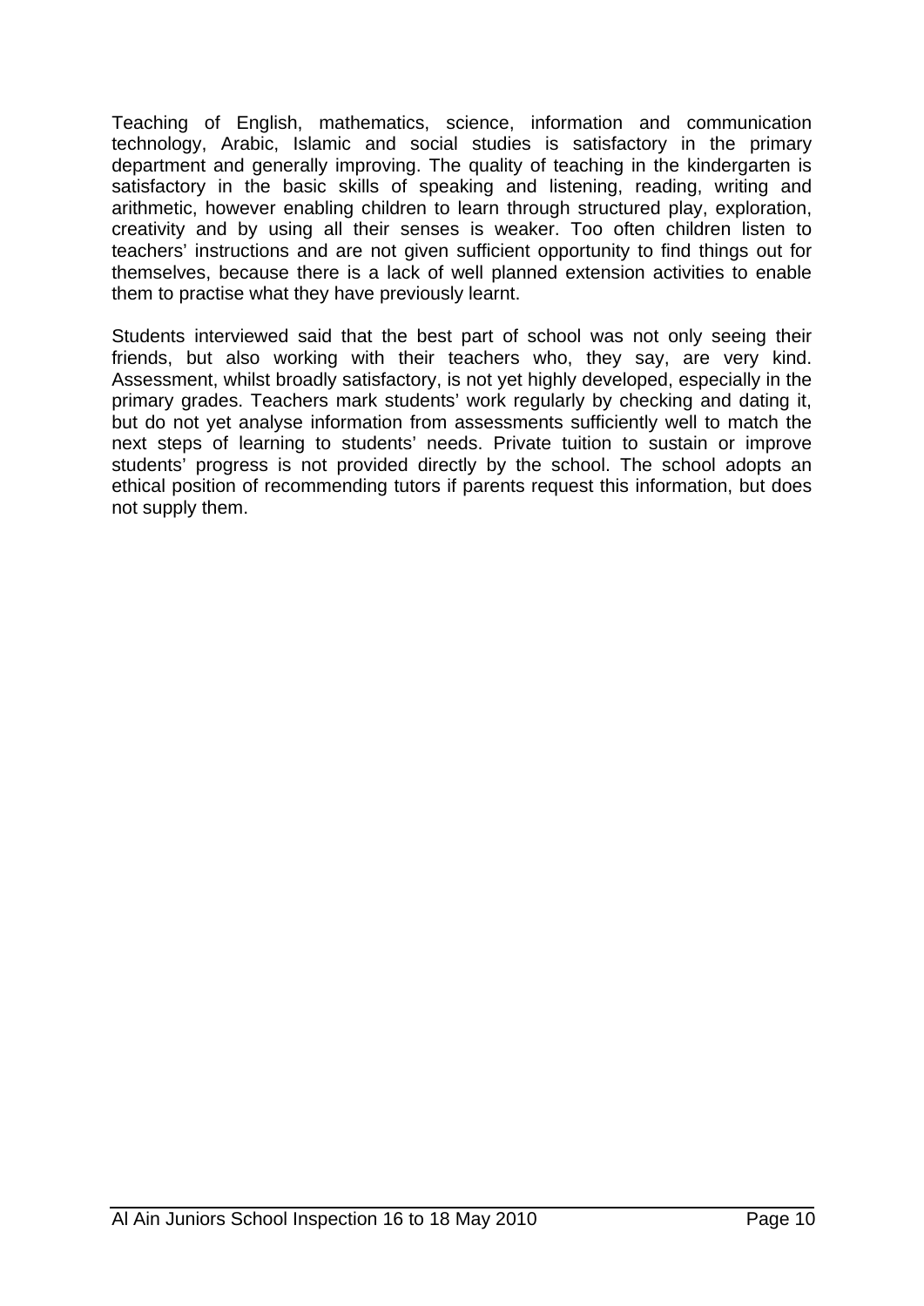Teaching of English, mathematics, science, information and communication technology, Arabic, Islamic and social studies is satisfactory in the primary department and generally improving. The quality of teaching in the kindergarten is satisfactory in the basic skills of speaking and listening, reading, writing and arithmetic, however enabling children to learn through structured play, exploration, creativity and by using all their senses is weaker. Too often children listen to teachers' instructions and are not given sufficient opportunity to find things out for themselves, because there is a lack of well planned extension activities to enable them to practise what they have previously learnt.

Students interviewed said that the best part of school was not only seeing their friends, but also working with their teachers who, they say, are very kind. Assessment, whilst broadly satisfactory, is not yet highly developed, especially in the primary grades. Teachers mark students' work regularly by checking and dating it, but do not yet analyse information from assessments sufficiently well to match the next steps of learning to students' needs. Private tuition to sustain or improve students' progress is not provided directly by the school. The school adopts an ethical position of recommending tutors if parents request this information, but does not supply them.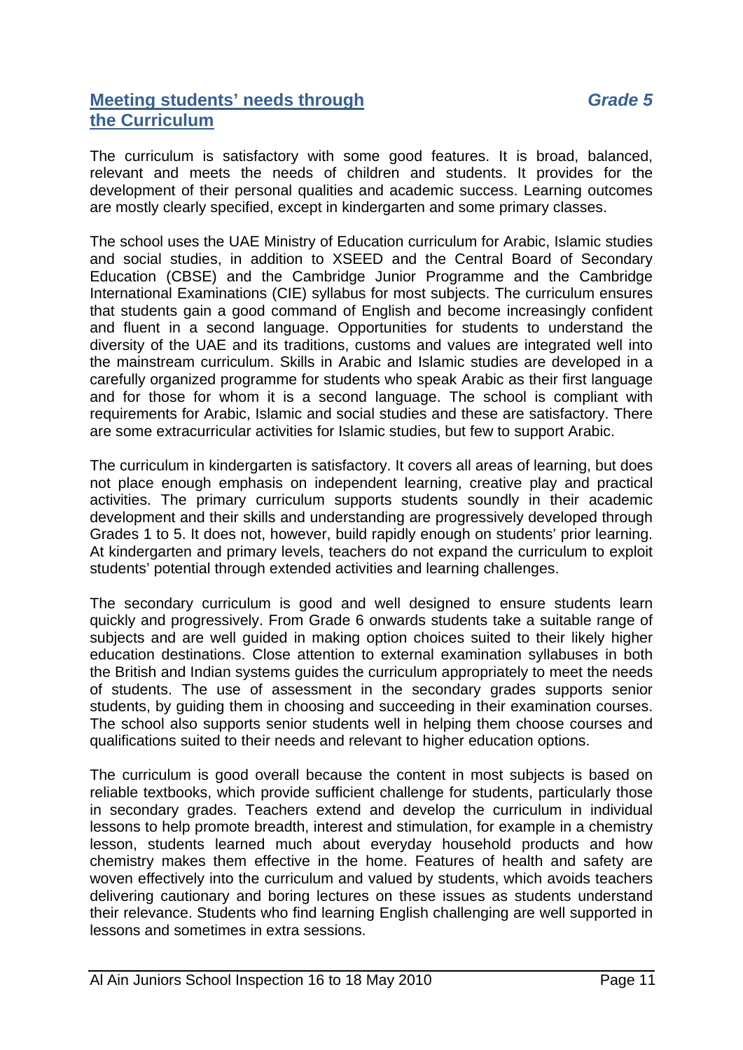## Meeting students' needs through the Curriculum

***Grade 5***

The curriculum is satisfactory with some good features. It is broad, balanced, relevant and meets the needs of children and students. It provides for the development of their personal qualities and academic success. Learning outcomes are mostly clearly specified, except in kindergarten and some primary classes.

The school uses the UAE Ministry of Education curriculum for Arabic, Islamic studies and social studies, in addition to XSEED and the Central Board of Secondary Education (CBSE) and the Cambridge Junior Programme and the Cambridge International Examinations (CIE) syllabus for most subjects. The curriculum ensures that students gain a good command of English and become increasingly confident and fluent in a second language. Opportunities for students to understand the diversity of the UAE and its traditions, customs and values are integrated well into the mainstream curriculum. Skills in Arabic and Islamic studies are developed in a carefully organized programme for students who speak Arabic as their first language and for those for whom it is a second language. The school is compliant with requirements for Arabic, Islamic and social studies and these are satisfactory. There are some extracurricular activities for Islamic studies, but few to support Arabic.

The curriculum in kindergarten is satisfactory. It covers all areas of learning, but does not place enough emphasis on independent learning, creative play and practical activities. The primary curriculum supports students soundly in their academic development and their skills and understanding are progressively developed through Grades 1 to 5. It does not, however, build rapidly enough on students' prior learning. At kindergarten and primary levels, teachers do not expand the curriculum to exploit students' potential through extended activities and learning challenges.

The secondary curriculum is good and well designed to ensure students learn quickly and progressively. From Grade 6 onwards students take a suitable range of subjects and are well guided in making option choices suited to their likely higher education destinations. Close attention to external examination syllabuses in both the British and Indian systems guides the curriculum appropriately to meet the needs of students. The use of assessment in the secondary grades supports senior students, by guiding them in choosing and succeeding in their examination courses. The school also supports senior students well in helping them choose courses and qualifications suited to their needs and relevant to higher education options.

The curriculum is good overall because the content in most subjects is based on reliable textbooks, which provide sufficient challenge for students, particularly those in secondary grades. Teachers extend and develop the curriculum in individual lessons to help promote breadth, interest and stimulation, for example in a chemistry lesson, students learned much about everyday household products and how chemistry makes them effective in the home. Features of health and safety are woven effectively into the curriculum and valued by students, which avoids teachers delivering cautionary and boring lectures on these issues as students understand their relevance. Students who find learning English challenging are well supported in lessons and sometimes in extra sessions.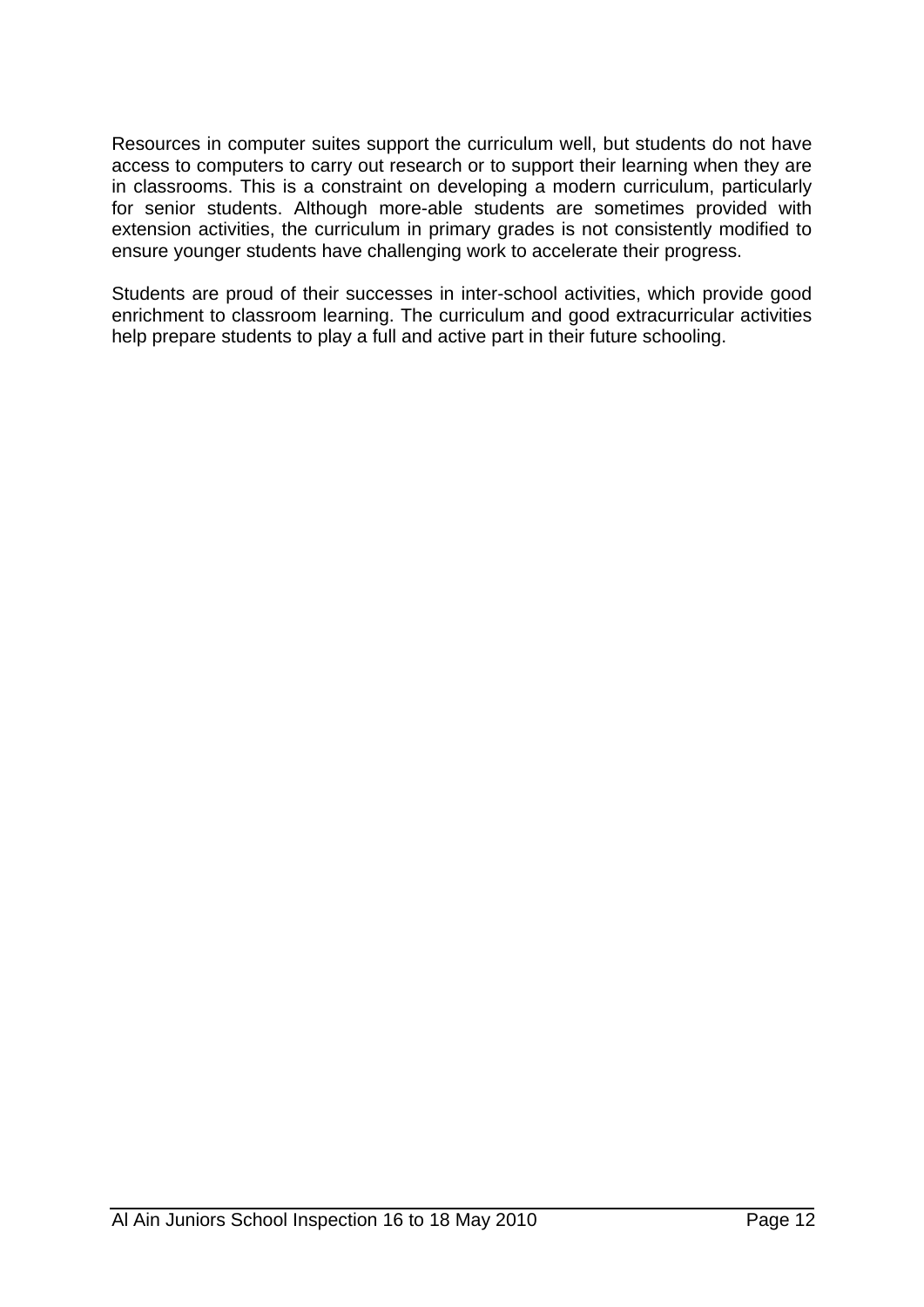Resources in computer suites support the curriculum well, but students do not have access to computers to carry out research or to support their learning when they are in classrooms. This is a constraint on developing a modern curriculum, particularly for senior students. Although more-able students are sometimes provided with extension activities, the curriculum in primary grades is not consistently modified to ensure younger students have challenging work to accelerate their progress.

Students are proud of their successes in inter-school activities, which provide good enrichment to classroom learning. The curriculum and good extracurricular activities help prepare students to play a full and active part in their future schooling.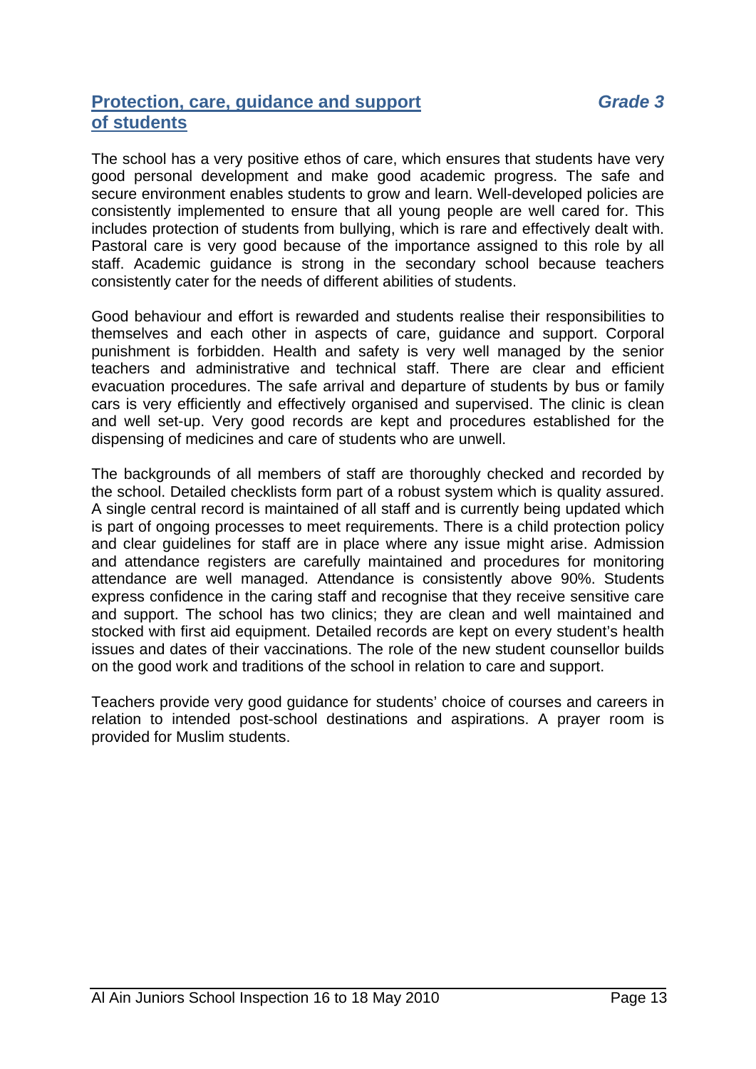## Protection, care, guidance and support of students

***Grade 3***

The school has a very positive ethos of care, which ensures that students have very good personal development and make good academic progress. The safe and secure environment enables students to grow and learn. Well-developed policies are consistently implemented to ensure that all young people are well cared for. This includes protection of students from bullying, which is rare and effectively dealt with. Pastoral care is very good because of the importance assigned to this role by all staff. Academic guidance is strong in the secondary school because teachers consistently cater for the needs of different abilities of students.

Good behaviour and effort is rewarded and students realise their responsibilities to themselves and each other in aspects of care, guidance and support. Corporal punishment is forbidden. Health and safety is very well managed by the senior teachers and administrative and technical staff. There are clear and efficient evacuation procedures. The safe arrival and departure of students by bus or family cars is very efficiently and effectively organised and supervised. The clinic is clean and well set-up. Very good records are kept and procedures established for the dispensing of medicines and care of students who are unwell.

The backgrounds of all members of staff are thoroughly checked and recorded by the school. Detailed checklists form part of a robust system which is quality assured. A single central record is maintained of all staff and is currently being updated which is part of ongoing processes to meet requirements. There is a child protection policy and clear guidelines for staff are in place where any issue might arise. Admission and attendance registers are carefully maintained and procedures for monitoring attendance are well managed. Attendance is consistently above 90%. Students express confidence in the caring staff and recognise that they receive sensitive care and support. The school has two clinics; they are clean and well maintained and stocked with first aid equipment. Detailed records are kept on every student's health issues and dates of their vaccinations. The role of the new student counsellor builds on the good work and traditions of the school in relation to care and support.

Teachers provide very good guidance for students' choice of courses and careers in relation to intended post-school destinations and aspirations. A prayer room is provided for Muslim students.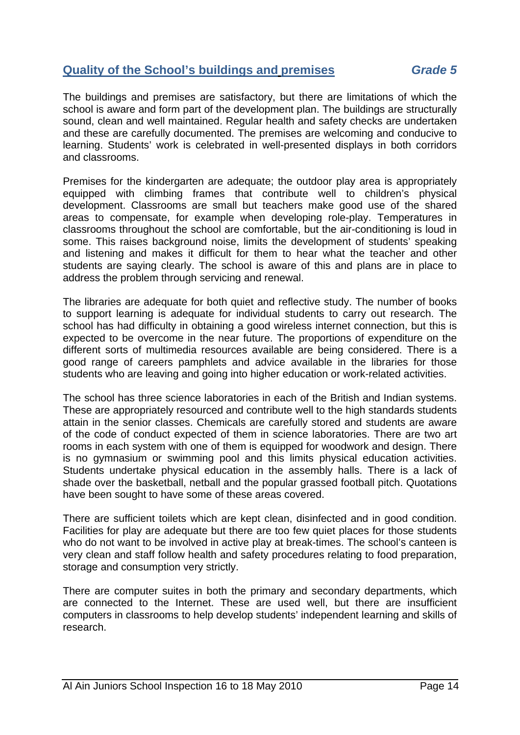## Quality of the School's buildings and premises *Grade 5*

The buildings and premises are satisfactory, but there are limitations of which the school is aware and form part of the development plan. The buildings are structurally sound, clean and well maintained. Regular health and safety checks are undertaken and these are carefully documented. The premises are welcoming and conducive to learning. Students' work is celebrated in well-presented displays in both corridors and classrooms.

Premises for the kindergarten are adequate; the outdoor play area is appropriately equipped with climbing frames that contribute well to children's physical development. Classrooms are small but teachers make good use of the shared areas to compensate, for example when developing role-play. Temperatures in classrooms throughout the school are comfortable, but the air-conditioning is loud in some. This raises background noise, limits the development of students' speaking and listening and makes it difficult for them to hear what the teacher and other students are saying clearly. The school is aware of this and plans are in place to address the problem through servicing and renewal.

The libraries are adequate for both quiet and reflective study. The number of books to support learning is adequate for individual students to carry out research. The school has had difficulty in obtaining a good wireless internet connection, but this is expected to be overcome in the near future. The proportions of expenditure on the different sorts of multimedia resources available are being considered. There is a good range of careers pamphlets and advice available in the libraries for those students who are leaving and going into higher education or work-related activities.

The school has three science laboratories in each of the British and Indian systems. These are appropriately resourced and contribute well to the high standards students attain in the senior classes. Chemicals are carefully stored and students are aware of the code of conduct expected of them in science laboratories. There are two art rooms in each system with one of them is equipped for woodwork and design. There is no gymnasium or swimming pool and this limits physical education activities. Students undertake physical education in the assembly halls. There is a lack of shade over the basketball, netball and the popular grassed football pitch. Quotations have been sought to have some of these areas covered.

There are sufficient toilets which are kept clean, disinfected and in good condition. Facilities for play are adequate but there are too few quiet places for those students who do not want to be involved in active play at break-times. The school's canteen is very clean and staff follow health and safety procedures relating to food preparation, storage and consumption very strictly.

There are computer suites in both the primary and secondary departments, which are connected to the Internet. These are used well, but there are insufficient computers in classrooms to help develop students' independent learning and skills of research.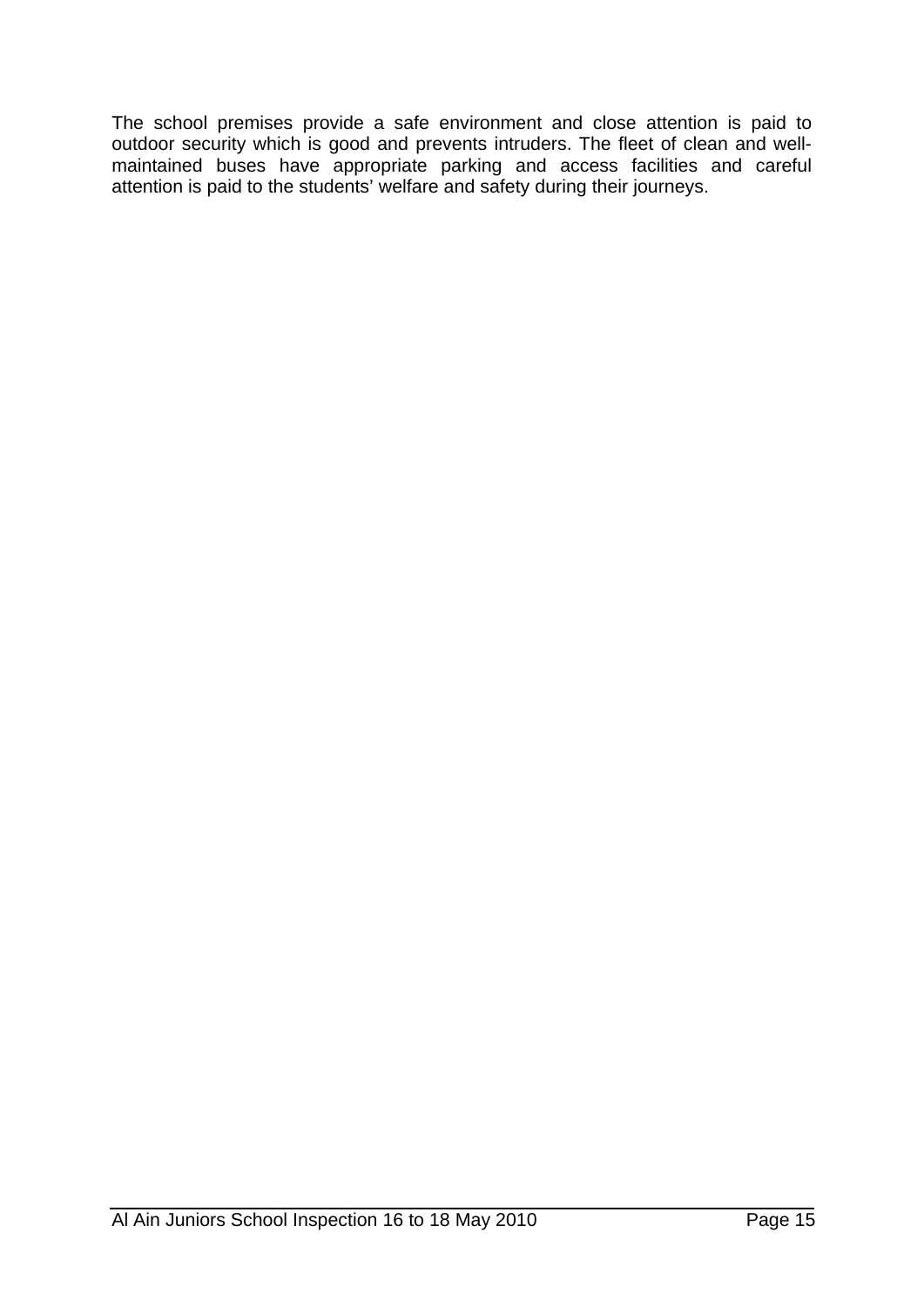The school premises provide a safe environment and close attention is paid to outdoor security which is good and prevents intruders. The fleet of clean and well-maintained buses have appropriate parking and access facilities and careful attention is paid to the students' welfare and safety during their journeys.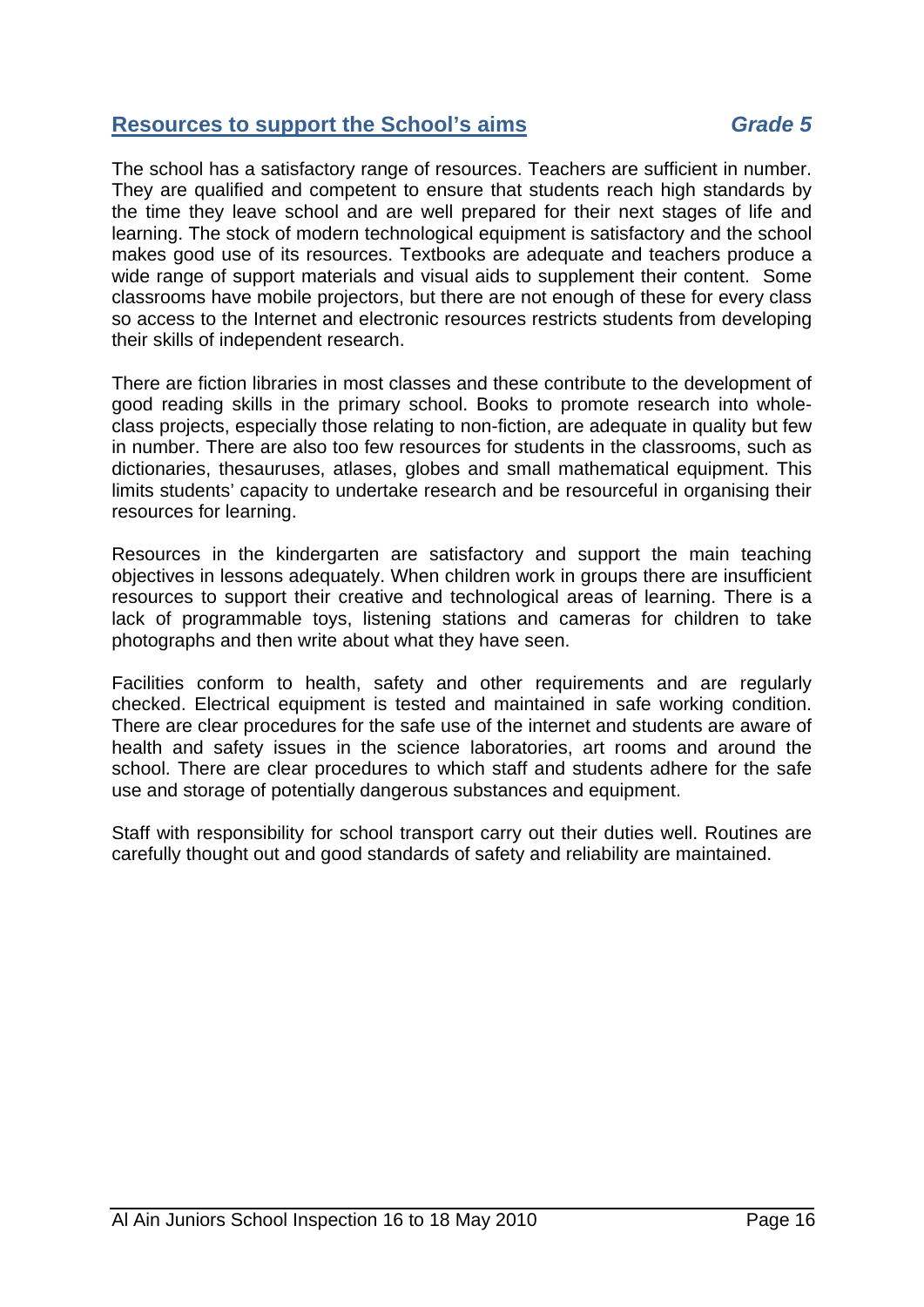## Resources to support the School's aims *Grade 5*

The school has a satisfactory range of resources. Teachers are sufficient in number. They are qualified and competent to ensure that students reach high standards by the time they leave school and are well prepared for their next stages of life and learning. The stock of modern technological equipment is satisfactory and the school makes good use of its resources. Textbooks are adequate and teachers produce a wide range of support materials and visual aids to supplement their content. Some classrooms have mobile projectors, but there are not enough of these for every class so access to the Internet and electronic resources restricts students from developing their skills of independent research.

There are fiction libraries in most classes and these contribute to the development of good reading skills in the primary school. Books to promote research into whole-class projects, especially those relating to non-fiction, are adequate in quality but few in number. There are also too few resources for students in the classrooms, such as dictionaries, thesauruses, atlases, globes and small mathematical equipment. This limits students' capacity to undertake research and be resourceful in organising their resources for learning.

Resources in the kindergarten are satisfactory and support the main teaching objectives in lessons adequately. When children work in groups there are insufficient resources to support their creative and technological areas of learning. There is a lack of programmable toys, listening stations and cameras for children to take photographs and then write about what they have seen.

Facilities conform to health, safety and other requirements and are regularly checked. Electrical equipment is tested and maintained in safe working condition. There are clear procedures for the safe use of the internet and students are aware of health and safety issues in the science laboratories, art rooms and around the school. There are clear procedures to which staff and students adhere for the safe use and storage of potentially dangerous substances and equipment.

Staff with responsibility for school transport carry out their duties well. Routines are carefully thought out and good standards of safety and reliability are maintained.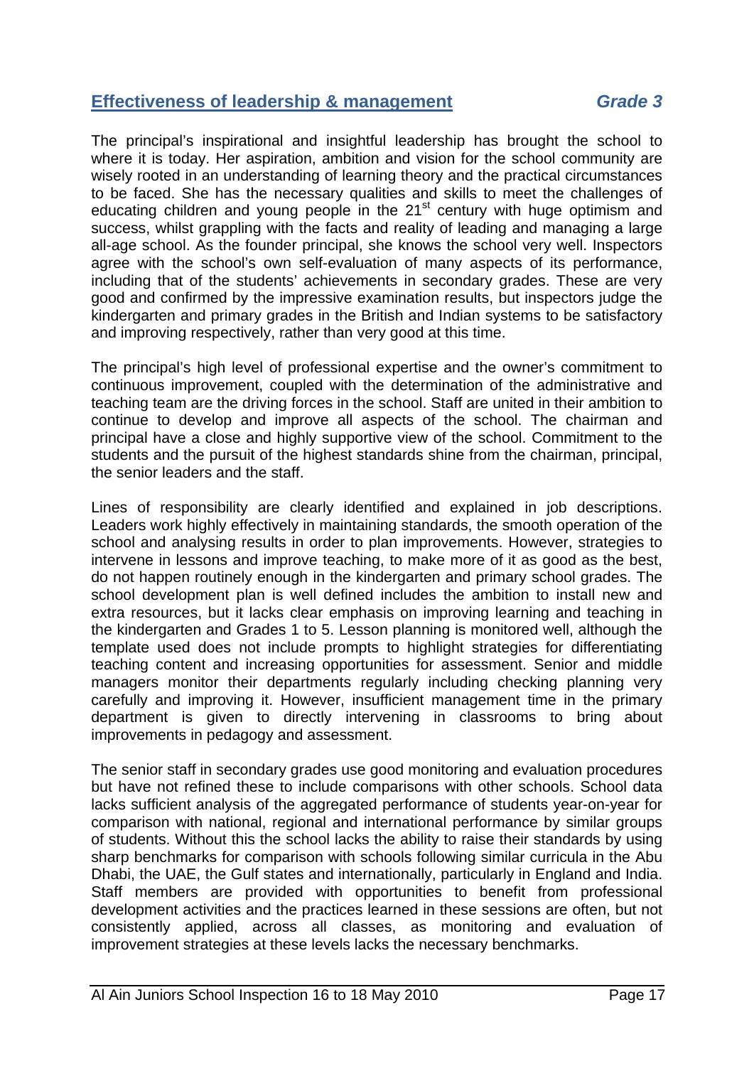## Effectiveness of leadership & management *Grade 3*

The principal's inspirational and insightful leadership has brought the school to where it is today. Her aspiration, ambition and vision for the school community are wisely rooted in an understanding of learning theory and the practical circumstances to be faced. She has the necessary qualities and skills to meet the challenges of educating children and young people in the 21st century with huge optimism and success, whilst grappling with the facts and reality of leading and managing a large all-age school. As the founder principal, she knows the school very well. Inspectors agree with the school's own self-evaluation of many aspects of its performance, including that of the students' achievements in secondary grades. These are very good and confirmed by the impressive examination results, but inspectors judge the kindergarten and primary grades in the British and Indian systems to be satisfactory and improving respectively, rather than very good at this time.

The principal's high level of professional expertise and the owner's commitment to continuous improvement, coupled with the determination of the administrative and teaching team are the driving forces in the school. Staff are united in their ambition to continue to develop and improve all aspects of the school. The chairman and principal have a close and highly supportive view of the school. Commitment to the students and the pursuit of the highest standards shine from the chairman, principal, the senior leaders and the staff.

Lines of responsibility are clearly identified and explained in job descriptions. Leaders work highly effectively in maintaining standards, the smooth operation of the school and analysing results in order to plan improvements. However, strategies to intervene in lessons and improve teaching, to make more of it as good as the best, do not happen routinely enough in the kindergarten and primary school grades. The school development plan is well defined includes the ambition to install new and extra resources, but it lacks clear emphasis on improving learning and teaching in the kindergarten and Grades 1 to 5. Lesson planning is monitored well, although the template used does not include prompts to highlight strategies for differentiating teaching content and increasing opportunities for assessment. Senior and middle managers monitor their departments regularly including checking planning very carefully and improving it. However, insufficient management time in the primary department is given to directly intervening in classrooms to bring about improvements in pedagogy and assessment.

The senior staff in secondary grades use good monitoring and evaluation procedures but have not refined these to include comparisons with other schools. School data lacks sufficient analysis of the aggregated performance of students year-on-year for comparison with national, regional and international performance by similar groups of students. Without this the school lacks the ability to raise their standards by using sharp benchmarks for comparison with schools following similar curricula in the Abu Dhabi, the UAE, the Gulf states and internationally, particularly in England and India. Staff members are provided with opportunities to benefit from professional development activities and the practices learned in these sessions are often, but not consistently applied, across all classes, as monitoring and evaluation of improvement strategies at these levels lacks the necessary benchmarks.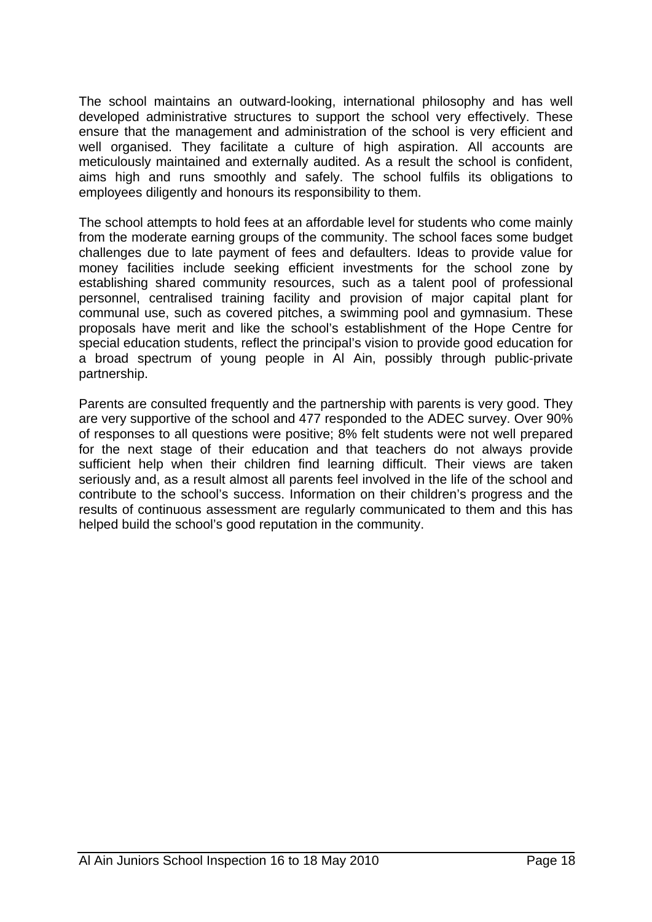The school maintains an outward-looking, international philosophy and has well developed administrative structures to support the school very effectively. These ensure that the management and administration of the school is very efficient and well organised. They facilitate a culture of high aspiration. All accounts are meticulously maintained and externally audited. As a result the school is confident, aims high and runs smoothly and safely. The school fulfils its obligations to employees diligently and honours its responsibility to them.

The school attempts to hold fees at an affordable level for students who come mainly from the moderate earning groups of the community. The school faces some budget challenges due to late payment of fees and defaulters. Ideas to provide value for money facilities include seeking efficient investments for the school zone by establishing shared community resources, such as a talent pool of professional personnel, centralised training facility and provision of major capital plant for communal use, such as covered pitches, a swimming pool and gymnasium. These proposals have merit and like the school's establishment of the Hope Centre for special education students, reflect the principal's vision to provide good education for a broad spectrum of young people in Al Ain, possibly through public-private partnership.

Parents are consulted frequently and the partnership with parents is very good. They are very supportive of the school and 477 responded to the ADEC survey. Over 90% of responses to all questions were positive; 8% felt students were not well prepared for the next stage of their education and that teachers do not always provide sufficient help when their children find learning difficult. Their views are taken seriously and, as a result almost all parents feel involved in the life of the school and contribute to the school's success. Information on their children's progress and the results of continuous assessment are regularly communicated to them and this has helped build the school's good reputation in the community.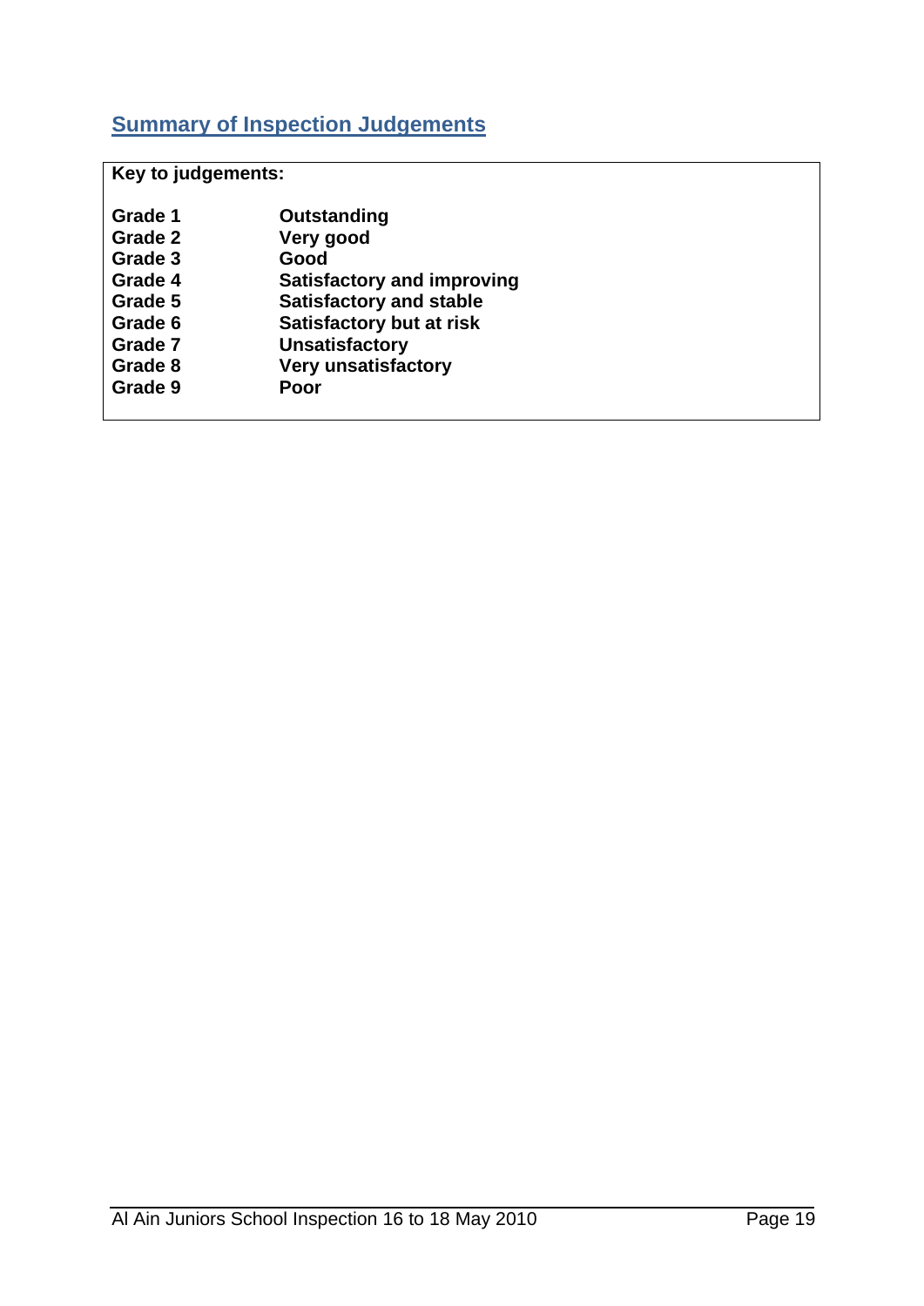## Summary of Inspection Judgements

**Key to judgements:**

| | |
|---|---|
| **Grade 1** | **Outstanding** |
| **Grade 2** | **Very good** |
| **Grade 3** | **Good** |
| **Grade 4** | **Satisfactory and improving** |
| **Grade 5** | **Satisfactory and stable** |
| **Grade 6** | **Satisfactory but at risk** |
| **Grade 7** | **Unsatisfactory** |
| **Grade 8** | **Very unsatisfactory** |
| **Grade 9** | **Poor** |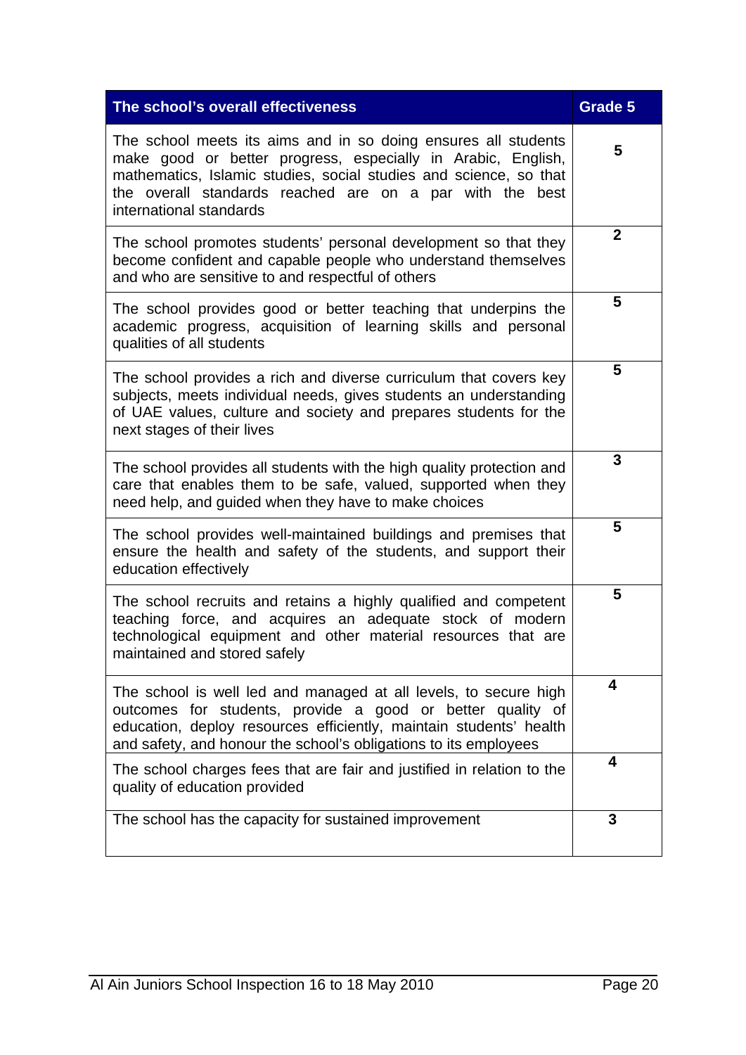| The school's overall effectiveness | Grade 5 |
| --- | --- |
| The school meets its aims and in so doing ensures all students make good or better progress, especially in Arabic, English, mathematics, Islamic studies, social studies and science, so that the overall standards reached are on a par with the best international standards | 5 |
| The school promotes students' personal development so that they become confident and capable people who understand themselves and who are sensitive to and respectful of others | 2 |
| The school provides good or better teaching that underpins the academic progress, acquisition of learning skills and personal qualities of all students | 5 |
| The school provides a rich and diverse curriculum that covers key subjects, meets individual needs, gives students an understanding of UAE values, culture and society and prepares students for the next stages of their lives | 5 |
| The school provides all students with the high quality protection and care that enables them to be safe, valued, supported when they need help, and guided when they have to make choices | 3 |
| The school provides well-maintained buildings and premises that ensure the health and safety of the students, and support their education effectively | 5 |
| The school recruits and retains a highly qualified and competent teaching force, and acquires an adequate stock of modern technological equipment and other material resources that are maintained and stored safely | 5 |
| The school is well led and managed at all levels, to secure high outcomes for students, provide a good or better quality of education, deploy resources efficiently, maintain students' health and safety, and honour the school's obligations to its employees | 4 |
| The school charges fees that are fair and justified in relation to the quality of education provided | 4 |
| The school has the capacity for sustained improvement | 3 |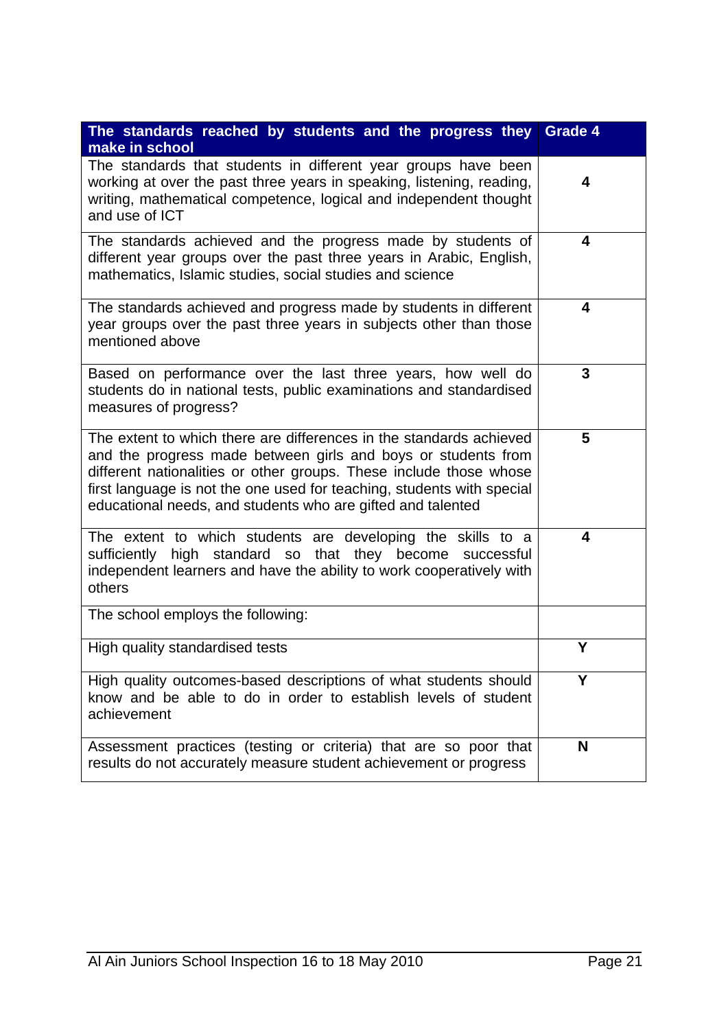| The standards reached by students and the progress they make in school | Grade 4 |
|---|---|
| The standards that students in different year groups have been working at over the past three years in speaking, listening, reading, writing, mathematical competence, logical and independent thought and use of ICT | 4 |
| The standards achieved and the progress made by students of different year groups over the past three years in Arabic, English, mathematics, Islamic studies, social studies and science | 4 |
| The standards achieved and progress made by students in different year groups over the past three years in subjects other than those mentioned above | 4 |
| Based on performance over the last three years, how well do students do in national tests, public examinations and standardised measures of progress? | 3 |
| The extent to which there are differences in the standards achieved and the progress made between girls and boys or students from different nationalities or other groups. These include those whose first language is not the one used for teaching, students with special educational needs, and students who are gifted and talented | 5 |
| The extent to which students are developing the skills to a sufficiently high standard so that they become successful independent learners and have the ability to work cooperatively with others | 4 |
| The school employs the following: | |
| High quality standardised tests | Y |
| High quality outcomes-based descriptions of what students should know and be able to do in order to establish levels of student achievement | Y |
| Assessment practices (testing or criteria) that are so poor that results do not accurately measure student achievement or progress | N |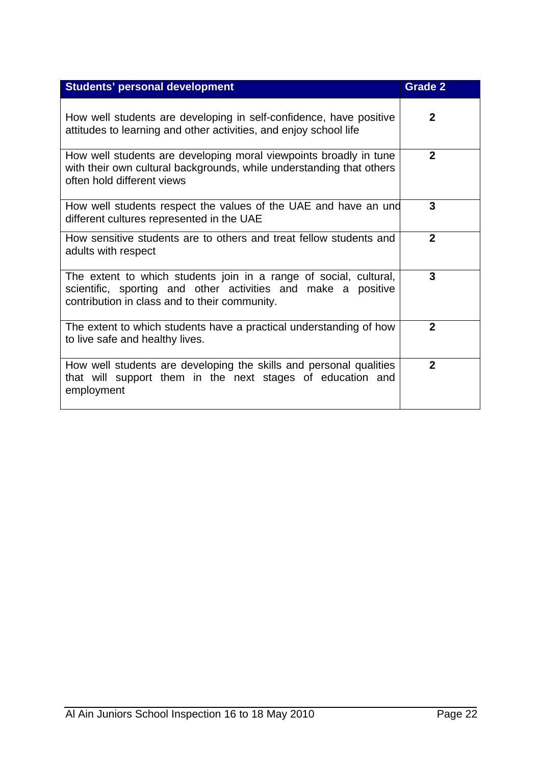| Students' personal development | Grade 2 |
|---|---|
| How well students are developing in self-confidence, have positive attitudes to learning and other activities, and enjoy school life | 2 |
| How well students are developing moral viewpoints broadly in tune with their own cultural backgrounds, while understanding that others often hold different views | 2 |
| How well students respect the values of the UAE and have an und different cultures represented in the UAE | 3 |
| How sensitive students are to others and treat fellow students and adults with respect | 2 |
| The extent to which students join in a range of social, cultural, scientific, sporting and other activities and make a positive contribution in class and to their community. | 3 |
| The extent to which students have a practical understanding of how to live safe and healthy lives. | 2 |
| How well students are developing the skills and personal qualities that will support them in the next stages of education and employment | 2 |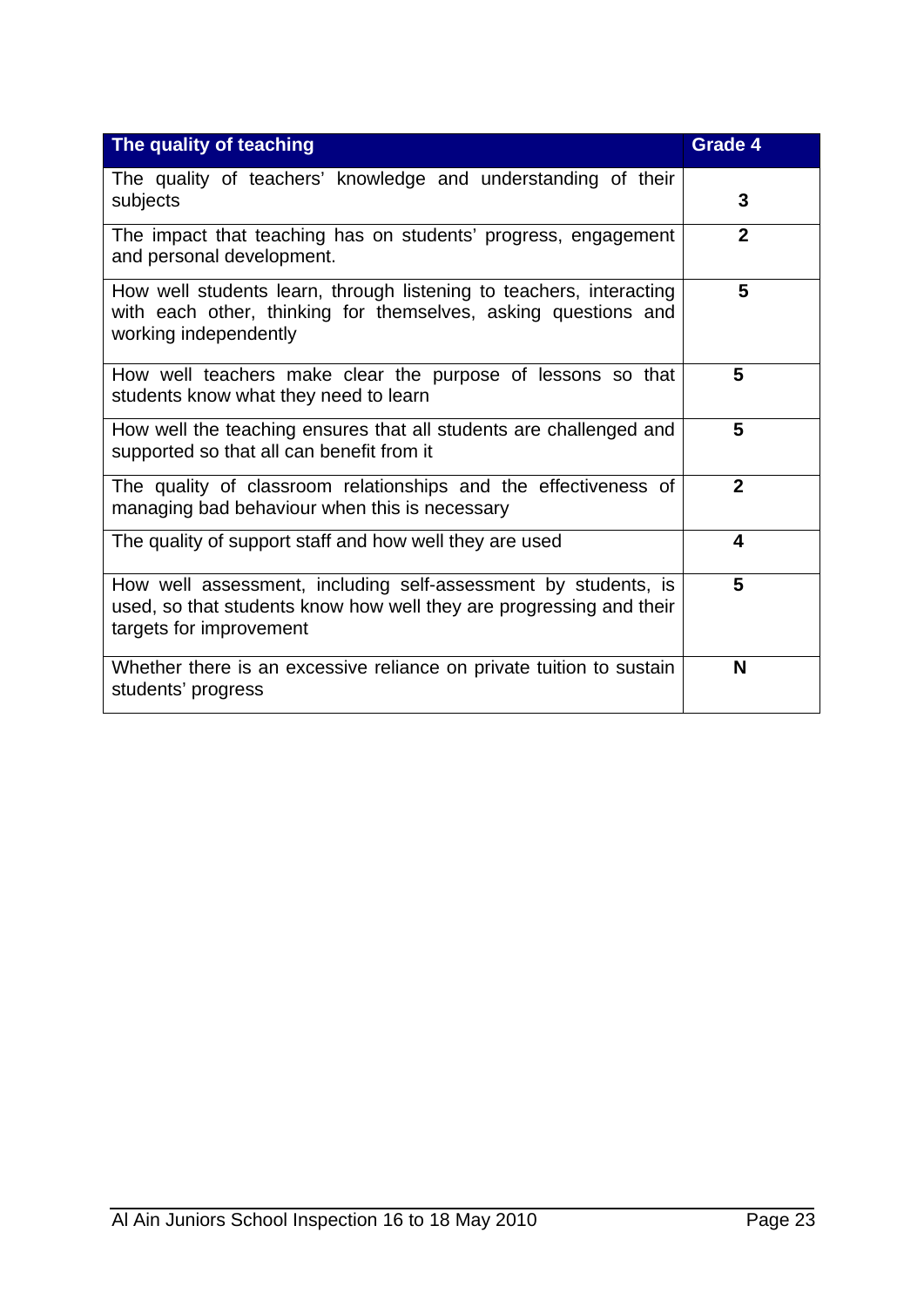| The quality of teaching | Grade 4 |
| --- | --- |
| The quality of teachers' knowledge and understanding of their subjects | 3 |
| The impact that teaching has on students' progress, engagement and personal development. | 2 |
| How well students learn, through listening to teachers, interacting with each other, thinking for themselves, asking questions and working independently | 5 |
| How well teachers make clear the purpose of lessons so that students know what they need to learn | 5 |
| How well the teaching ensures that all students are challenged and supported so that all can benefit from it | 5 |
| The quality of classroom relationships and the effectiveness of managing bad behaviour when this is necessary | 2 |
| The quality of support staff and how well they are used | 4 |
| How well assessment, including self-assessment by students, is used, so that students know how well they are progressing and their targets for improvement | 5 |
| Whether there is an excessive reliance on private tuition to sustain students' progress | N |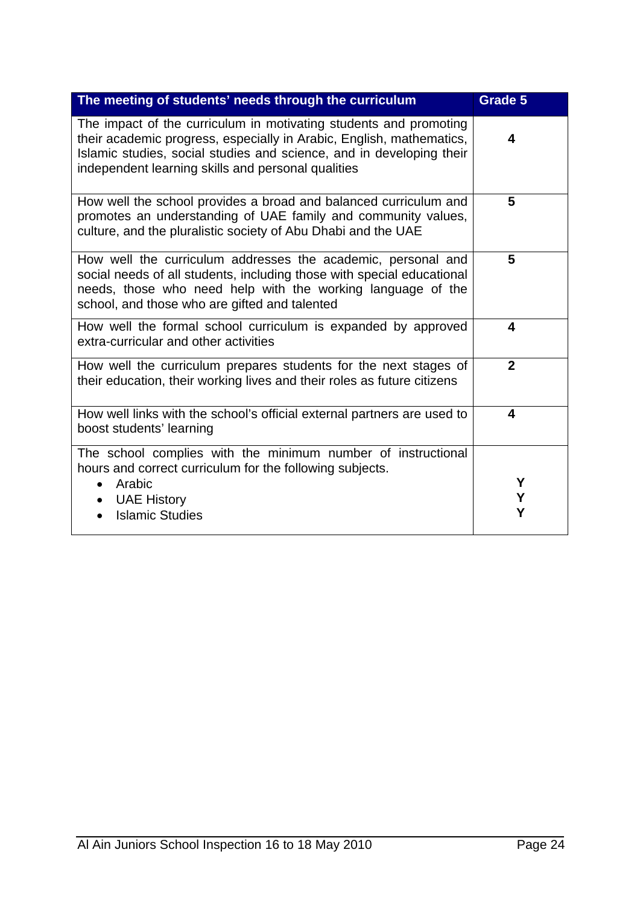| The meeting of students' needs through the curriculum | Grade 5 |
|---|---|
| The impact of the curriculum in motivating students and promoting their academic progress, especially in Arabic, English, mathematics, Islamic studies, social studies and science, and in developing their independent learning skills and personal qualities | **4** |
| How well the school provides a broad and balanced curriculum and promotes an understanding of UAE family and community values, culture, and the pluralistic society of Abu Dhabi and the UAE | **5** |
| How well the curriculum addresses the academic, personal and social needs of all students, including those with special educational needs, those who need help with the working language of the school, and those who are gifted and talented | **5** |
| How well the formal school curriculum is expanded by approved extra-curricular and other activities | **4** |
| How well the curriculum prepares students for the next stages of their education, their working lives and their roles as future citizens | **2** |
| How well links with the school's official external partners are used to boost students' learning | **4** |
| The school complies with the minimum number of instructional hours and correct curriculum for the following subjects.<br>• Arabic<br>• UAE History<br>• Islamic Studies | <br><br>**Y**<br>**Y**<br>**Y** |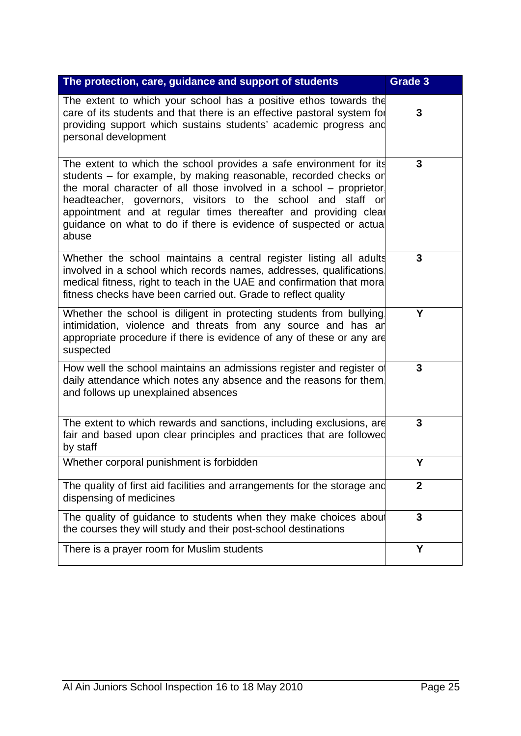| The protection, care, guidance and support of students | Grade 3 |
|---|---|
| The extent to which your school has a positive ethos towards the care of its students and that there is an effective pastoral system for providing support which sustains students' academic progress and personal development | 3 |
| The extent to which the school provides a safe environment for its students – for example, by making reasonable, recorded checks on the moral character of all those involved in a school – proprietor, headteacher, governors, visitors to the school and staff on appointment and at regular times thereafter and providing clear guidance on what to do if there is evidence of suspected or actual abuse | 3 |
| Whether the school maintains a central register listing all adults involved in a school which records names, addresses, qualifications, medical fitness, right to teach in the UAE and confirmation that moral fitness checks have been carried out. Grade to reflect quality | 3 |
| Whether the school is diligent in protecting students from bullying, intimidation, violence and threats from any source and has an appropriate procedure if there is evidence of any of these or any are suspected | Y |
| How well the school maintains an admissions register and register of daily attendance which notes any absence and the reasons for them, and follows up unexplained absences | 3 |
| The extent to which rewards and sanctions, including exclusions, are fair and based upon clear principles and practices that are followed by staff | 3 |
| Whether corporal punishment is forbidden | Y |
| The quality of first aid facilities and arrangements for the storage and dispensing of medicines | 2 |
| The quality of guidance to students when they make choices about the courses they will study and their post-school destinations | 3 |
| There is a prayer room for Muslim students | Y |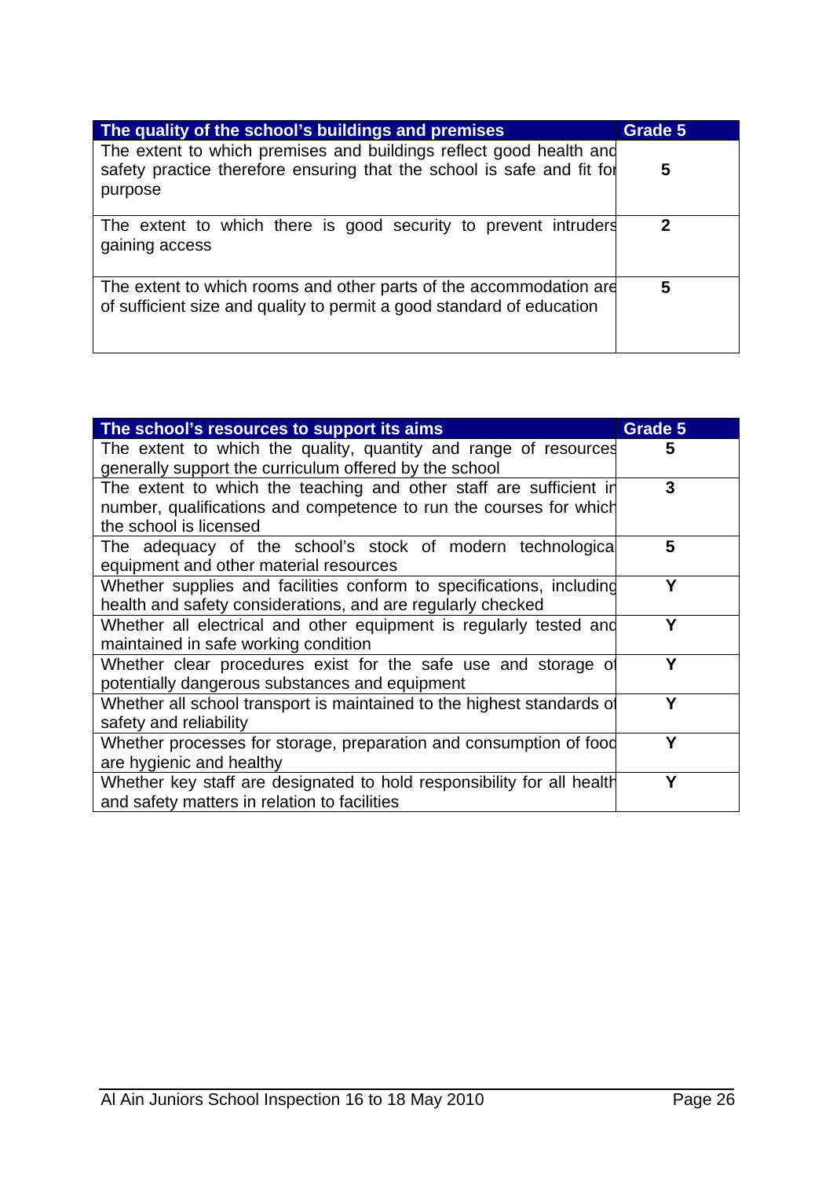| The quality of the school's buildings and premises | Grade 5 |
| --- | --- |
| The extent to which premises and buildings reflect good health and safety practice therefore ensuring that the school is safe and fit for purpose | 5 |
| The extent to which there is good security to prevent intruders gaining access | 2 |
| The extent to which rooms and other parts of the accommodation are of sufficient size and quality to permit a good standard of education | 5 |

| The school's resources to support its aims | Grade 5 |
| --- | --- |
| The extent to which the quality, quantity and range of resources generally support the curriculum offered by the school | 5 |
| The extent to which the teaching and other staff are sufficient in number, qualifications and competence to run the courses for which the school is licensed | 3 |
| The adequacy of the school's stock of modern technological equipment and other material resources | 5 |
| Whether supplies and facilities conform to specifications, including health and safety considerations, and are regularly checked | Y |
| Whether all electrical and other equipment is regularly tested and maintained in safe working condition | Y |
| Whether clear procedures exist for the safe use and storage of potentially dangerous substances and equipment | Y |
| Whether all school transport is maintained to the highest standards of safety and reliability | Y |
| Whether processes for storage, preparation and consumption of food are hygienic and healthy | Y |
| Whether key staff are designated to hold responsibility for all health and safety matters in relation to facilities | Y |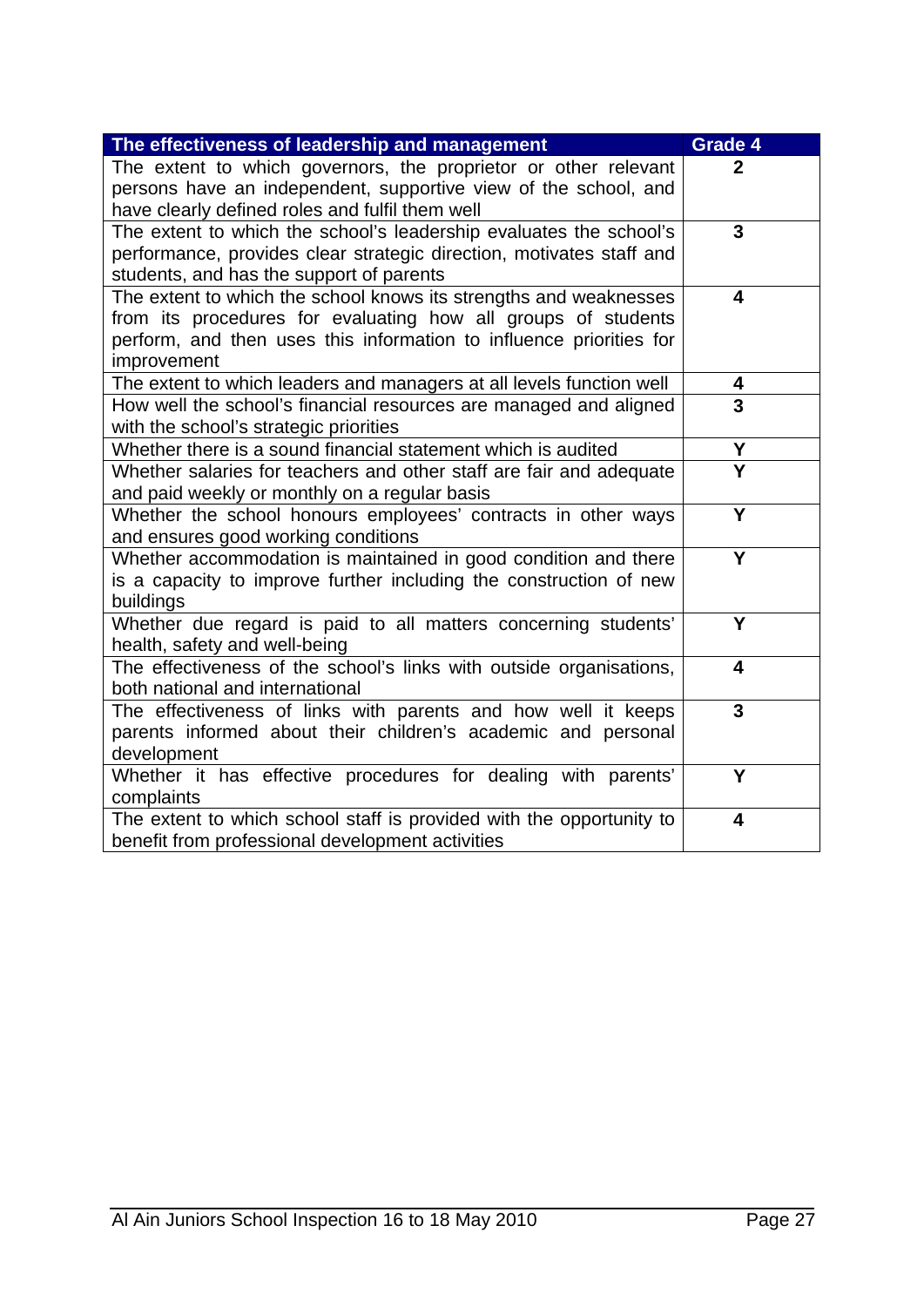| The effectiveness of leadership and management | Grade 4 |
| --- | --- |
| The extent to which governors, the proprietor or other relevant persons have an independent, supportive view of the school, and have clearly defined roles and fulfil them well | 2 |
| The extent to which the school's leadership evaluates the school's performance, provides clear strategic direction, motivates staff and students, and has the support of parents | 3 |
| The extent to which the school knows its strengths and weaknesses from its procedures for evaluating how all groups of students perform, and then uses this information to influence priorities for improvement | 4 |
| The extent to which leaders and managers at all levels function well | 4 |
| How well the school's financial resources are managed and aligned with the school's strategic priorities | 3 |
| Whether there is a sound financial statement which is audited | Y |
| Whether salaries for teachers and other staff are fair and adequate and paid weekly or monthly on a regular basis | Y |
| Whether the school honours employees' contracts in other ways and ensures good working conditions | Y |
| Whether accommodation is maintained in good condition and there is a capacity to improve further including the construction of new buildings | Y |
| Whether due regard is paid to all matters concerning students' health, safety and well-being | Y |
| The effectiveness of the school's links with outside organisations, both national and international | 4 |
| The effectiveness of links with parents and how well it keeps parents informed about their children's academic and personal development | 3 |
| Whether it has effective procedures for dealing with parents' complaints | Y |
| The extent to which school staff is provided with the opportunity to benefit from professional development activities | 4 |